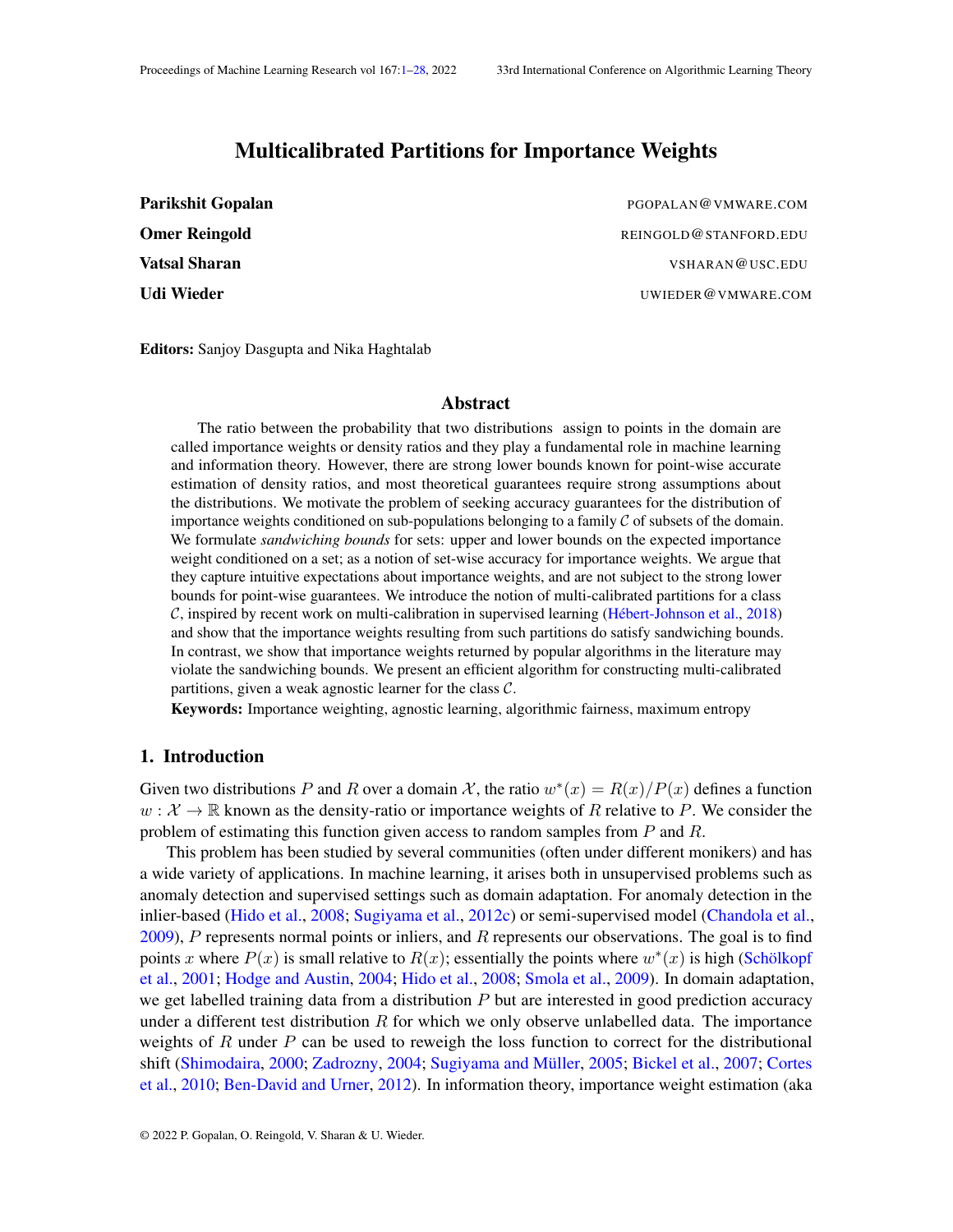# Multicalibrated Partitions for Importance Weights

**Parikshit Gopalan** PGOPALAN@VMWARE.COM

**Omer Reingold** REINGOLD@STANFORD.EDU

**Vatsal Sharan** VSHARAN@USC.EDU

**Udi Wieder** UWIEDER@VMWARE.COM

**Editors:** Sanjoy Dasgupta and Nika Haghtalab

## Abstract

The ratio between the probability that two distributions assign to points in the domain are called importance weights or density ratios and they play a fundamental role in machine learning and information theory. However, there are strong lower bounds known for point-wise accurate estimation of density ratios, and most theoretical guarantees require strong assumptions about the distributions. We motivate the problem of seeking accuracy guarantees for the distribution of importance weights conditioned on sub-populations belonging to a family $\mathcal{C}$ of subsets of the domain. We formulate *sandwiching bounds* for sets: upper and lower bounds on the expected importance weight conditioned on a set; as a notion of set-wise accuracy for importance weights. We argue that they capture intuitive expectations about importance weights, and are not subject to the strong lower bounds for point-wise guarantees. We introduce the notion of multi-calibrated partitions for a class $\mathcal{C}$, inspired by recent work on multi-calibration in supervised learning (Hébert-Johnson et al., 2018) and show that the importance weights resulting from such partitions do satisfy sandwiching bounds. In contrast, we show that importance weights returned by popular algorithms in the literature may violate the sandwiching bounds. We present an efficient algorithm for constructing multi-calibrated partitions, given a weak agnostic learner for the class $\mathcal{C}$.

**Keywords:** Importance weighting, agnostic learning, algorithmic fairness, maximum entropy

## 1. Introduction

Given two distributions $P$ and $R$ over a domain $\mathcal{X}$, the ratio $w^*(x) = R(x)/P(x)$ defines a function $w : \mathcal{X} \to \mathbb{R}$ known as the density-ratio or importance weights of $R$ relative to $P$. We consider the problem of estimating this function given access to random samples from $P$ and $R$.

This problem has been studied by several communities (often under different monikers) and has a wide variety of applications. In machine learning, it arises both in unsupervised problems such as anomaly detection and supervised settings such as domain adaptation. For anomaly detection in the inlier-based (Hido et al., 2008; Sugiyama et al., 2012c) or semi-supervised model (Chandola et al., 2009), $P$ represents normal points or inliers, and $R$ represents our observations. The goal is to find points $x$ where $P(x)$ is small relative to $R(x)$; essentially the points where $w^*(x)$ is high (Schölkopf et al., 2001; Hodge and Austin, 2004; Hido et al., 2008; Smola et al., 2009). In domain adaptation, we get labelled training data from a distribution $P$ but are interested in good prediction accuracy under a different test distribution $R$ for which we only observe unlabelled data. The importance weights of $R$ under $P$ can be used to reweigh the loss function to correct for the distributional shift (Shimodaira, 2000; Zadrozny, 2004; Sugiyama and Müller, 2005; Bickel et al., 2007; Cortes et al., 2010; Ben-David and Urner, 2012). In information theory, importance weight estimation (aka

© 2022 P. Gopalan, O. Reingold, V. Sharan & U. Wieder.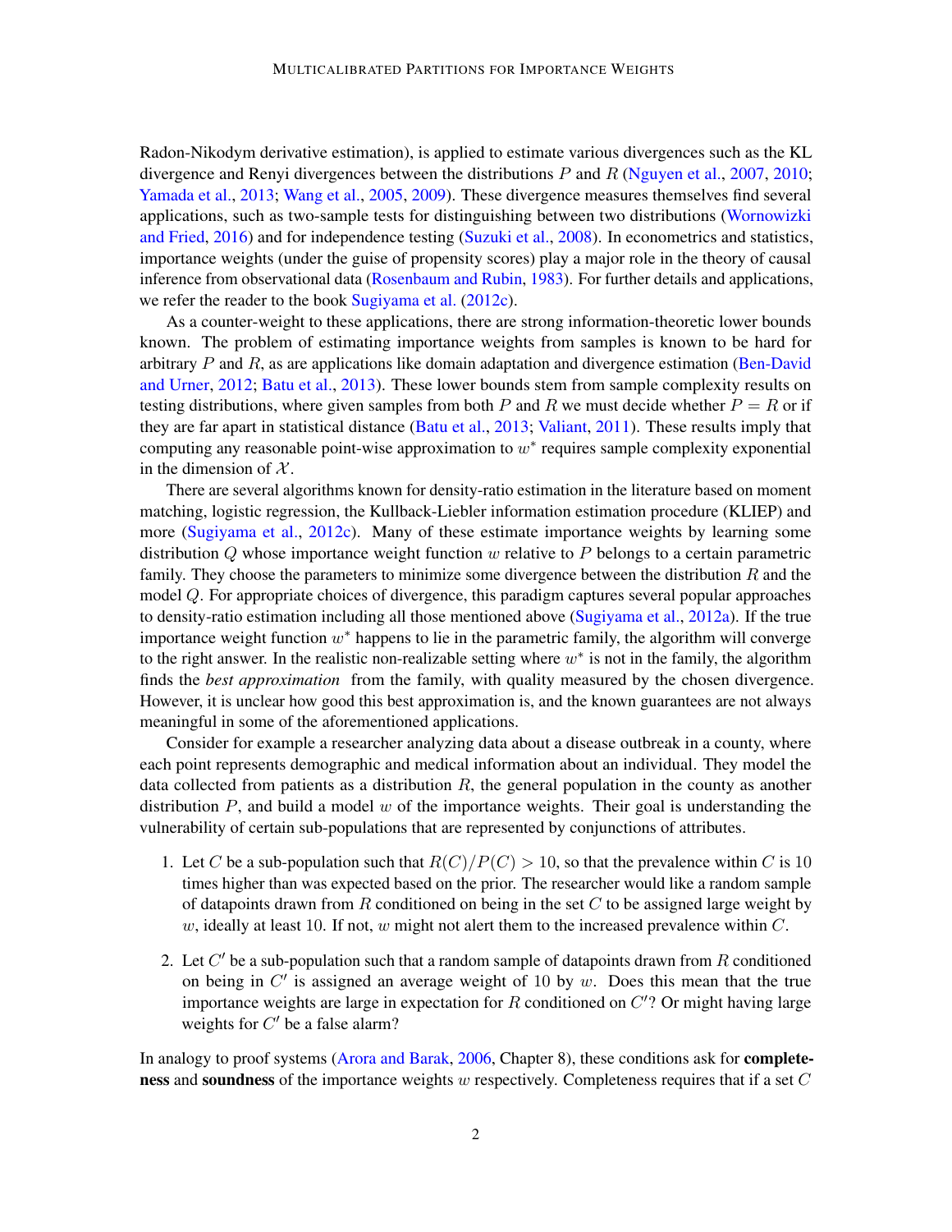Radon-Nikodym derivative estimation), is applied to estimate various divergences such as the KL divergence and Renyi divergences between the distributions $P$ and $R$ (Nguyen et al., 2007, 2010; Yamada et al., 2013; Wang et al., 2005, 2009). These divergence measures themselves find several applications, such as two-sample tests for distinguishing between two distributions (Wornowizki and Fried, 2016) and for independence testing (Suzuki et al., 2008). In econometrics and statistics, importance weights (under the guise of propensity scores) play a major role in the theory of causal inference from observational data (Rosenbaum and Rubin, 1983). For further details and applications, we refer the reader to the book Sugiyama et al. (2012c).

As a counter-weight to these applications, there are strong information-theoretic lower bounds known. The problem of estimating importance weights from samples is known to be hard for arbitrary $P$ and $R$, as are applications like domain adaptation and divergence estimation (Ben-David and Urner, 2012; Batu et al., 2013). These lower bounds stem from sample complexity results on testing distributions, where given samples from both $P$ and $R$ we must decide whether $P = R$ or if they are far apart in statistical distance (Batu et al., 2013; Valiant, 2011). These results imply that computing any reasonable point-wise approximation to $w^*$ requires sample complexity exponential in the dimension of $\mathcal{X}$.

There are several algorithms known for density-ratio estimation in the literature based on moment matching, logistic regression, the Kullback-Liebler information estimation procedure (KLIEP) and more (Sugiyama et al., 2012c). Many of these estimate importance weights by learning some distribution $Q$ whose importance weight function $w$ relative to $P$ belongs to a certain parametric family. They choose the parameters to minimize some divergence between the distribution $R$ and the model $Q$. For appropriate choices of divergence, this paradigm captures several popular approaches to density-ratio estimation including all those mentioned above (Sugiyama et al., 2012a). If the true importance weight function $w^*$ happens to lie in the parametric family, the algorithm will converge to the right answer. In the realistic non-realizable setting where $w^*$ is not in the family, the algorithm finds the *best approximation* from the family, with quality measured by the chosen divergence. However, it is unclear how good this best approximation is, and the known guarantees are not always meaningful in some of the aforementioned applications.

Consider for example a researcher analyzing data about a disease outbreak in a county, where each point represents demographic and medical information about an individual. They model the data collected from patients as a distribution $R$, the general population in the county as another distribution $P$, and build a model $w$ of the importance weights. Their goal is understanding the vulnerability of certain sub-populations that are represented by conjunctions of attributes.

1. Let $C$ be a sub-population such that $R(C)/P(C) > 10$, so that the prevalence within $C$ is 10 times higher than was expected based on the prior. The researcher would like a random sample of datapoints drawn from $R$ conditioned on being in the set $C$ to be assigned large weight by $w$, ideally at least 10. If not, $w$ might not alert them to the increased prevalence within $C$.

2. Let $C'$ be a sub-population such that a random sample of datapoints drawn from $R$ conditioned on being in $C'$ is assigned an average weight of 10 by $w$. Does this mean that the true importance weights are large in expectation for $R$ conditioned on $C'$? Or might having large weights for $C'$ be a false alarm?

In analogy to proof systems (Arora and Barak, 2006, Chapter 8), these conditions ask for **completeness** and **soundness** of the importance weights $w$ respectively. Completeness requires that if a set $C$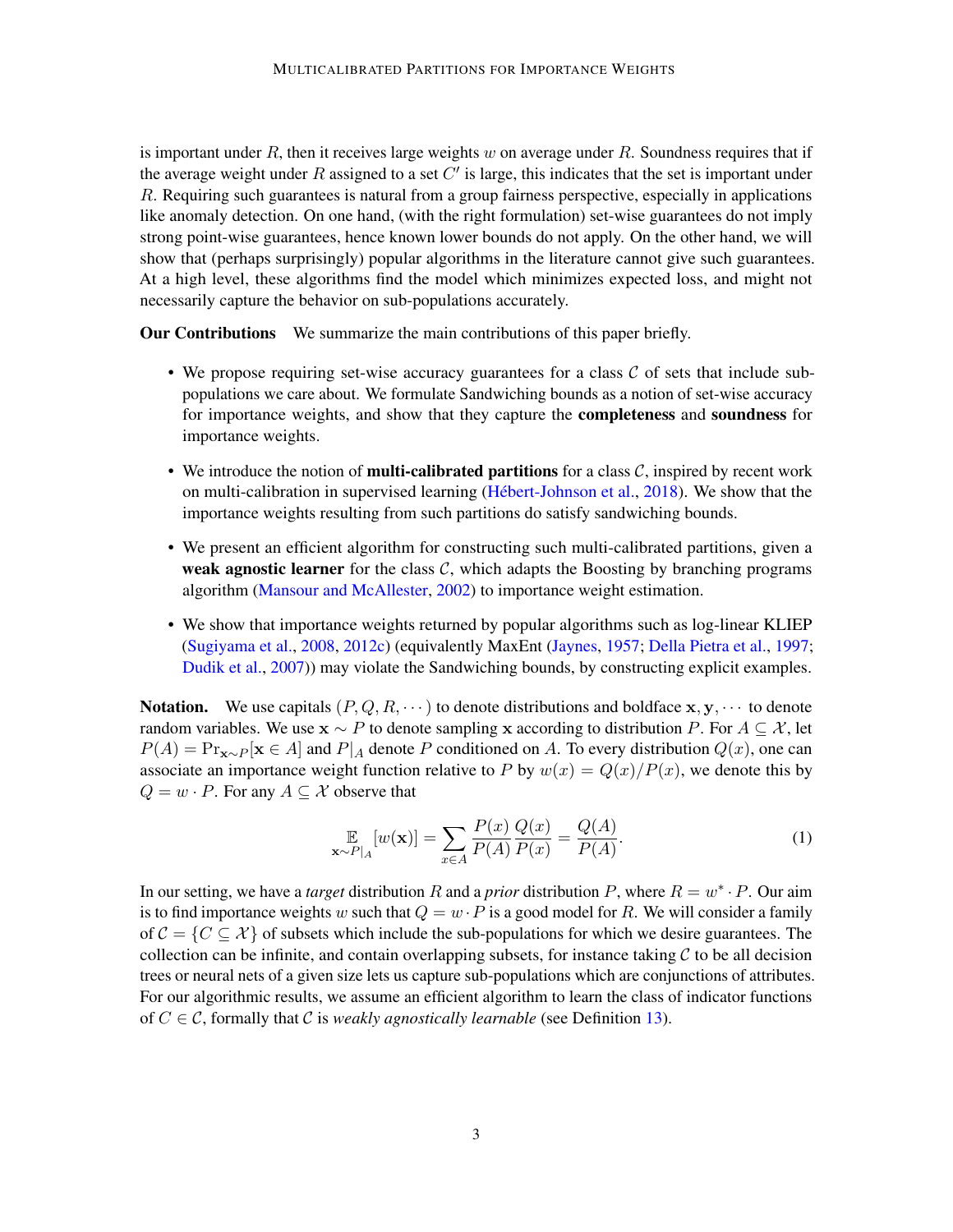is important under $R$, then it receives large weights $w$ on average under $R$. Soundness requires that if the average weight under $R$ assigned to a set $C'$ is large, this indicates that the set is important under $R$. Requiring such guarantees is natural from a group fairness perspective, especially in applications like anomaly detection. On one hand, (with the right formulation) set-wise guarantees do not imply strong point-wise guarantees, hence known lower bounds do not apply. On the other hand, we will show that (perhaps surprisingly) popular algorithms in the literature cannot give such guarantees. At a high level, these algorithms find the model which minimizes expected loss, and might not necessarily capture the behavior on sub-populations accurately.

**Our Contributions** We summarize the main contributions of this paper briefly.

- We propose requiring set-wise accuracy guarantees for a class $\mathcal{C}$ of sets that include sub-populations we care about. We formulate Sandwiching bounds as a notion of set-wise accuracy for importance weights, and show that they capture the **completeness** and **soundness** for importance weights.
- We introduce the notion of **multi-calibrated partitions** for a class $\mathcal{C}$, inspired by recent work on multi-calibration in supervised learning (Hébert-Johnson et al., 2018). We show that the importance weights resulting from such partitions do satisfy sandwiching bounds.
- We present an efficient algorithm for constructing such multi-calibrated partitions, given a **weak agnostic learner** for the class $\mathcal{C}$, which adapts the Boosting by branching programs algorithm (Mansour and McAllester, 2002) to importance weight estimation.
- We show that importance weights returned by popular algorithms such as log-linear KLIEP (Sugiyama et al., 2008, 2012c) (equivalently MaxEnt (Jaynes, 1957; Della Pietra et al., 1997; Dudik et al., 2007)) may violate the Sandwiching bounds, by constructing explicit examples.

**Notation.** We use capitals $(P, Q, R, \cdots)$ to denote distributions and boldface $\mathbf{x}, \mathbf{y}, \cdots$ to denote random variables. We use $\mathbf{x} \sim P$ to denote sampling $\mathbf{x}$ according to distribution $P$. For $A \subseteq \mathcal{X}$, let $P(A) = \Pr_{\mathbf{x} \sim P}[\mathbf{x} \in A]$ and $P|_A$ denote $P$ conditioned on $A$. To every distribution $Q(x)$, one can associate an importance weight function relative to $P$ by $w(x) = Q(x)/P(x)$, we denote this by $Q = w \cdot P$. For any $A \subseteq \mathcal{X}$ observe that

$$\mathop{\mathbb{E}}_{\mathbf{x} \sim P|_A}[w(\mathbf{x})] = \sum_{x \in A} \frac{P(x)}{P(A)} \frac{Q(x)}{P(x)} = \frac{Q(A)}{P(A)}. \tag{1}$$

In our setting, we have a *target* distribution $R$ and a *prior* distribution $P$, where $R = w^* \cdot P$. Our aim is to find importance weights $w$ such that $Q = w \cdot P$ is a good model for $R$. We will consider a family of $\mathcal{C} = \{C \subseteq \mathcal{X}\}$ of subsets which include the sub-populations for which we desire guarantees. The collection can be infinite, and contain overlapping subsets, for instance taking $\mathcal{C}$ to be all decision trees or neural nets of a given size lets us capture sub-populations which are conjunctions of attributes. For our algorithmic results, we assume an efficient algorithm to learn the class of indicator functions of $C \in \mathcal{C}$, formally that $\mathcal{C}$ is *weakly agnostically learnable* (see Definition 13).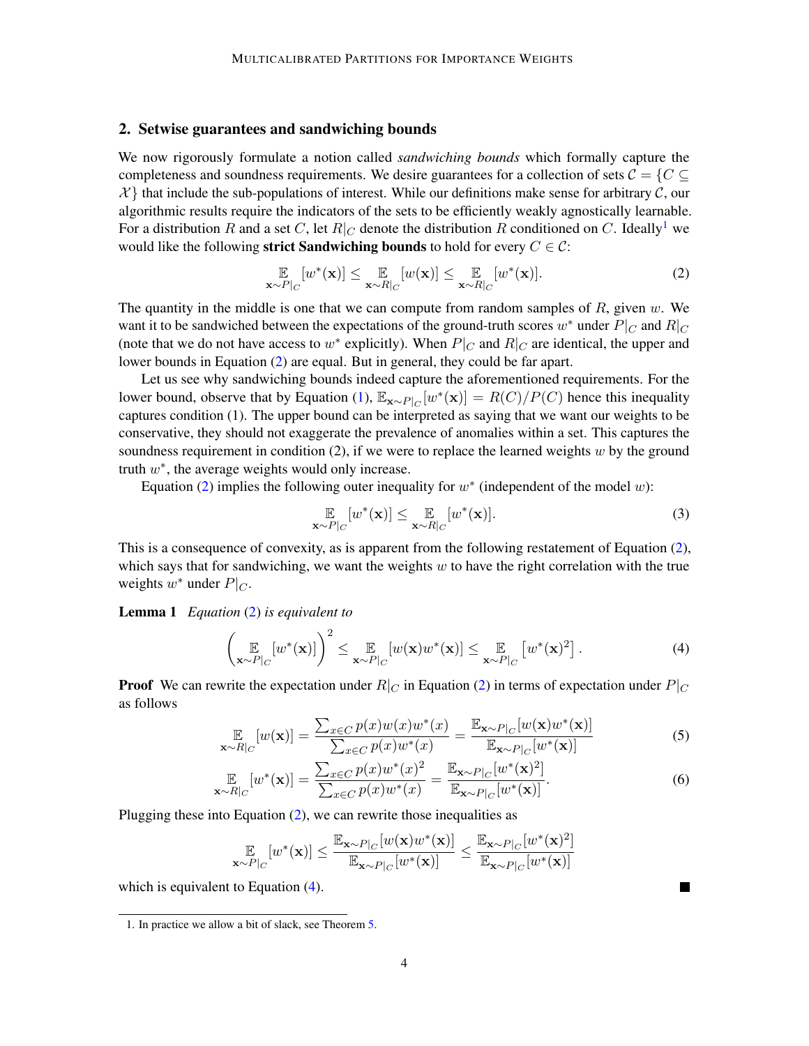## 2. Setwise guarantees and sandwiching bounds

We now rigorously formulate a notion called *sandwiching bounds* which formally capture the completeness and soundness requirements. We desire guarantees for a collection of sets $\mathcal{C} = \{C \subseteq \mathcal{X}\}$ that include the sub-populations of interest. While our definitions make sense for arbitrary $\mathcal{C}$, our algorithmic results require the indicators of the sets to be efficiently weakly agnostically learnable. For a distribution $R$ and a set $C$, let $R|_C$ denote the distribution $R$ conditioned on $C$. Ideally[1] we would like the following **strict Sandwiching bounds** to hold for every $C \in \mathcal{C}$:

$$\mathop{\mathbb{E}}_{\mathbf{x}\sim P|_C}[w^*(\mathbf{x})] \leq \mathop{\mathbb{E}}_{\mathbf{x}\sim R|_C}[w(\mathbf{x})] \leq \mathop{\mathbb{E}}_{\mathbf{x}\sim R|_C}[w^*(\mathbf{x})]. \tag{2}$$

The quantity in the middle is one that we can compute from random samples of $R$, given $w$. We want it to be sandwiched between the expectations of the ground-truth scores $w^*$ under $P|_C$ and $R|_C$ (note that we do not have access to $w^*$ explicitly). When $P|_C$ and $R|_C$ are identical, the upper and lower bounds in Equation (2) are equal. But in general, they could be far apart.

Let us see why sandwiching bounds indeed capture the aforementioned requirements. For the lower bound, observe that by Equation (1), $\mathbb{E}_{\mathbf{x}\sim P|_C}[w^*(\mathbf{x})] = R(C)/P(C)$ hence this inequality captures condition (1). The upper bound can be interpreted as saying that we want our weights to be conservative, they should not exaggerate the prevalence of anomalies within a set. This captures the soundness requirement in condition (2), if we were to replace the learned weights $w$ by the ground truth $w^*$, the average weights would only increase.

Equation (2) implies the following outer inequality for $w^*$ (independent of the model $w$):

$$\mathop{\mathbb{E}}_{\mathbf{x}\sim P|_C}[w^*(\mathbf{x})] \leq \mathop{\mathbb{E}}_{\mathbf{x}\sim R|_C}[w^*(\mathbf{x})]. \tag{3}$$

This is a consequence of convexity, as is apparent from the following restatement of Equation (2), which says that for sandwiching, we want the weights $w$ to have the right correlation with the true weights $w^*$ under $P|_C$.

**Lemma 1** *Equation (2) is equivalent to*

$$\left(\mathop{\mathbb{E}}_{\mathbf{x}\sim P|_C}[w^*(\mathbf{x})]\right)^2 \leq \mathop{\mathbb{E}}_{\mathbf{x}\sim P|_C}[w(\mathbf{x})w^*(\mathbf{x})] \leq \mathop{\mathbb{E}}_{\mathbf{x}\sim P|_C}\left[w^*(\mathbf{x})^2\right]. \tag{4}$$

**Proof** We can rewrite the expectation under $R|_C$ in Equation (2) in terms of expectation under $P|_C$ as follows

$$\mathop{\mathbb{E}}_{\mathbf{x}\sim R|_C}[w(\mathbf{x})] = \frac{\sum_{x\in C} p(x)w(x)w^*(x)}{\sum_{x\in C} p(x)w^*(x)} = \frac{\mathbb{E}_{\mathbf{x}\sim P|_C}[w(\mathbf{x})w^*(\mathbf{x})]}{\mathbb{E}_{\mathbf{x}\sim P|_C}[w^*(\mathbf{x})]} \tag{5}$$

$$\mathop{\mathbb{E}}_{\mathbf{x}\sim R|_C}[w^*(\mathbf{x})] = \frac{\sum_{x\in C} p(x)w^*(x)^2}{\sum_{x\in C} p(x)w^*(x)} = \frac{\mathbb{E}_{\mathbf{x}\sim P|_C}[w^*(\mathbf{x})^2]}{\mathbb{E}_{\mathbf{x}\sim P|_C}[w^*(\mathbf{x})]}. \tag{6}$$

Plugging these into Equation (2), we can rewrite those inequalities as

$$\mathop{\mathbb{E}}_{\mathbf{x}\sim P|_C}[w^*(\mathbf{x})] \leq \frac{\mathbb{E}_{\mathbf{x}\sim P|_C}[w(\mathbf{x})w^*(\mathbf{x})]}{\mathbb{E}_{\mathbf{x}\sim P|_C}[w^*(\mathbf{x})]} \leq \frac{\mathbb{E}_{\mathbf{x}\sim P|_C}[w^*(\mathbf{x})^2]}{\mathbb{E}_{\mathbf{x}\sim P|_C}[w^*(\mathbf{x})]}$$

which is equivalent to Equation (4). ∎

1. In practice we allow a bit of slack, see Theorem 5.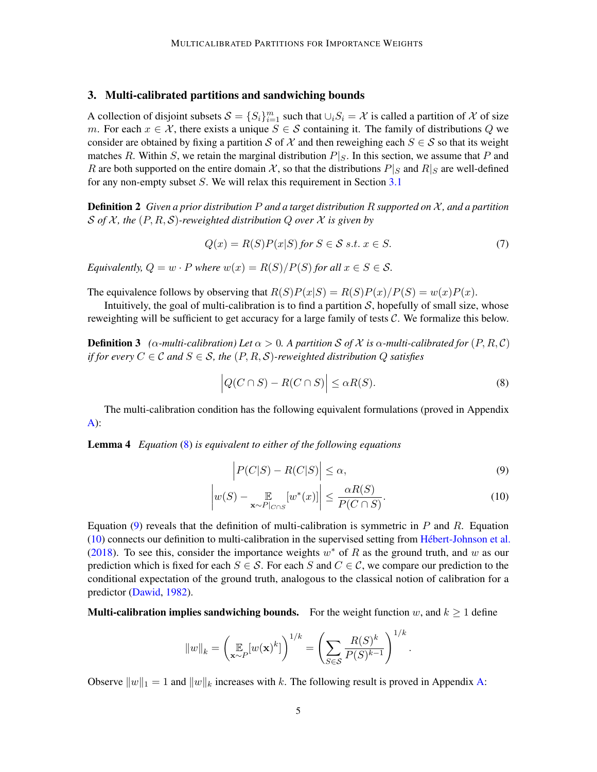## 3. Multi-calibrated partitions and sandwiching bounds

A collection of disjoint subsets $\mathcal{S} = \{S_i\}_{i=1}^m$ such that $\cup_i S_i = \mathcal{X}$ is called a partition of $\mathcal{X}$ of size $m$. For each $x \in \mathcal{X}$, there exists a unique $S \in \mathcal{S}$ containing it. The family of distributions $Q$ we consider are obtained by fixing a partition $\mathcal{S}$ of $\mathcal{X}$ and then reweighing each $S \in \mathcal{S}$ so that its weight matches $R$. Within $S$, we retain the marginal distribution $P|_S$. In this section, we assume that $P$ and $R$ are both supported on the entire domain $\mathcal{X}$, so that the distributions $P|_S$ and $R|_S$ are well-defined for any non-empty subset $S$. We will relax this requirement in Section 3.1

**Definition 2** *Given a prior distribution $P$ and a target distribution $R$ supported on $\mathcal{X}$, and a partition $\mathcal{S}$ of $\mathcal{X}$, the $(P, R, \mathcal{S})$-reweighted distribution $Q$ over $\mathcal{X}$ is given by*

$$Q(x) = R(S)P(x|S) \text{ for } S \in \mathcal{S} \text{ s.t. } x \in S. \tag{7}$$

*Equivalently, $Q = w \cdot P$ where $w(x) = R(S)/P(S)$ for all $x \in S \in \mathcal{S}$.*

The equivalence follows by observing that $R(S)P(x|S) = R(S)P(x)/P(S) = w(x)P(x)$.

Intuitively, the goal of multi-calibration is to find a partition $\mathcal{S}$, hopefully of small size, whose reweighting will be sufficient to get accuracy for a large family of tests $\mathcal{C}$. We formalize this below.

**Definition 3** *($\alpha$-multi-calibration) Let $\alpha > 0$. A partition $\mathcal{S}$ of $\mathcal{X}$ is $\alpha$-multi-calibrated for $(P, R, \mathcal{C})$ if for every $C \in \mathcal{C}$ and $S \in \mathcal{S}$, the $(P, R, \mathcal{S})$-reweighted distribution $Q$ satisfies*

$$\left| Q(C \cap S) - R(C \cap S) \right| \leq \alpha R(S). \tag{8}$$

The multi-calibration condition has the following equivalent formulations (proved in Appendix A):

**Lemma 4** *Equation (8) is equivalent to either of the following equations*

$$\left| P(C|S) - R(C|S) \right| \leq \alpha, \tag{9}$$

$$\left| w(S) - \mathop{\mathbb{E}}_{\mathbf{x} \sim P|_{C \cap S}}[w^*(x)] \right| \leq \frac{\alpha R(S)}{P(C \cap S)}. \tag{10}$$

Equation (9) reveals that the definition of multi-calibration is symmetric in $P$ and $R$. Equation (10) connects our definition to multi-calibration in the supervised setting from Hébert-Johnson et al. (2018). To see this, consider the importance weights $w^*$ of $R$ as the ground truth, and $w$ as our prediction which is fixed for each $S \in \mathcal{S}$. For each $S$ and $C \in \mathcal{C}$, we compare our prediction to the conditional expectation of the ground truth, analogous to the classical notion of calibration for a predictor (Dawid, 1982).

**Multi-calibration implies sandwiching bounds.** For the weight function $w$, and $k \geq 1$ define

$$\|w\|_k = \left( \mathop{\mathbb{E}}_{\mathbf{x} \sim P}[w(\mathbf{x})^k] \right)^{1/k} = \left( \sum_{S \in \mathcal{S}} \frac{R(S)^k}{P(S)^{k-1}} \right)^{1/k}.$$

Observe $\|w\|_1 = 1$ and $\|w\|_k$ increases with $k$. The following result is proved in Appendix A: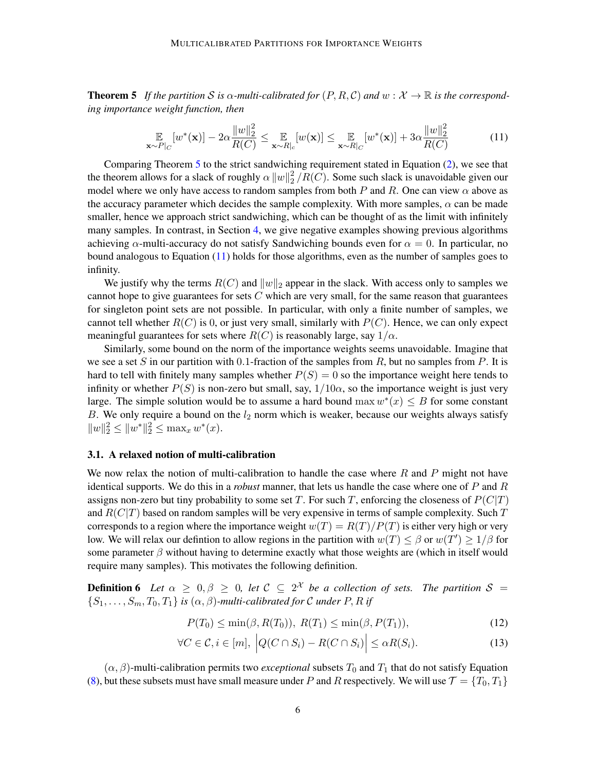**Theorem 5** *If the partition $\mathcal{S}$ is $\alpha$-multi-calibrated for $(P, R, \mathcal{C})$ and $w : \mathcal{X} \to \mathbb{R}$ is the corresponding importance weight function, then*

$$\mathop{\mathbb{E}}_{\mathbf{x} \sim P|_C}[w^*(\mathbf{x})] - 2\alpha \frac{\|w\|_2^2}{R(C)} \leq \mathop{\mathbb{E}}_{\mathbf{x} \sim R|_c}[w(\mathbf{x})] \leq \mathop{\mathbb{E}}_{\mathbf{x} \sim R|_C}[w^*(\mathbf{x})] + 3\alpha \frac{\|w\|_2^2}{R(C)} \tag{11}$$

Comparing Theorem 5 to the strict sandwiching requirement stated in Equation (2), we see that the theorem allows for a slack of roughly $\alpha \|w\|_2^2 / R(C)$. Some such slack is unavoidable given our model where we only have access to random samples from both $P$ and $R$. One can view $\alpha$ above as the accuracy parameter which decides the sample complexity. With more samples, $\alpha$ can be made smaller, hence we approach strict sandwiching, which can be thought of as the limit with infinitely many samples. In contrast, in Section 4, we give negative examples showing previous algorithms achieving $\alpha$-multi-accuracy do not satisfy Sandwiching bounds even for $\alpha = 0$. In particular, no bound analogous to Equation (11) holds for those algorithms, even as the number of samples goes to infinity.

We justify why the terms $R(C)$ and $\|w\|_2$ appear in the slack. With access only to samples we cannot hope to give guarantees for sets $C$ which are very small, for the same reason that guarantees for singleton point sets are not possible. In particular, with only a finite number of samples, we cannot tell whether $R(C)$ is 0, or just very small, similarly with $P(C)$. Hence, we can only expect meaningful guarantees for sets where $R(C)$ is reasonably large, say $1/\alpha$.

Similarly, some bound on the norm of the importance weights seems unavoidable. Imagine that we see a set $S$ in our partition with 0.1-fraction of the samples from $R$, but no samples from $P$. It is hard to tell with finitely many samples whether $P(S) = 0$ so the importance weight here tends to infinity or whether $P(S)$ is non-zero but small, say, $1/10\alpha$, so the importance weight is just very large. The simple solution would be to assume a hard bound $\max w^*(x) \leq B$ for some constant $B$. We only require a bound on the $l_2$ norm which is weaker, because our weights always satisfy $\|w\|_2^2 \leq \|w^*\|_2^2 \leq \max_x w^*(x)$.

### 3.1. A relaxed notion of multi-calibration

We now relax the notion of multi-calibration to handle the case where $R$ and $P$ might not have identical supports. We do this in a *robust* manner, that lets us handle the case where one of $P$ and $R$ assigns non-zero but tiny probability to some set $T$. For such $T$, enforcing the closeness of $P(C|T)$ and $R(C|T)$ based on random samples will be very expensive in terms of sample complexity. Such $T$ corresponds to a region where the importance weight $w(T) = R(T)/P(T)$ is either very high or very low. We will relax our defintion to allow regions in the partition with $w(T) \leq \beta$ or $w(T') \geq 1/\beta$ for some parameter $\beta$ without having to determine exactly what those weights are (which in itself would require many samples). This motivates the following definition.

**Definition 6** *Let $\alpha \geq 0, \beta \geq 0$, let $\mathcal{C} \subseteq 2^{\mathcal{X}}$ be a collection of sets. The partition $\mathcal{S} = \{S_1, \ldots, S_m, T_0, T_1\}$ is $(\alpha, \beta)$-multi-calibrated for $\mathcal{C}$ under $P, R$ if*

$$P(T_0) \leq \min(\beta, R(T_0)),\ R(T_1) \leq \min(\beta, P(T_1)), \tag{12}$$

$$\forall C \in \mathcal{C}, i \in [m],\ \left| Q(C \cap S_i) - R(C \cap S_i) \right| \leq \alpha R(S_i). \tag{13}$$

$(\alpha, \beta)$-multi-calibration permits two *exceptional* subsets $T_0$ and $T_1$ that do not satisfy Equation (8), but these subsets must have small measure under $P$ and $R$ respectively. We will use $\mathcal{T} = \{T_0, T_1\}$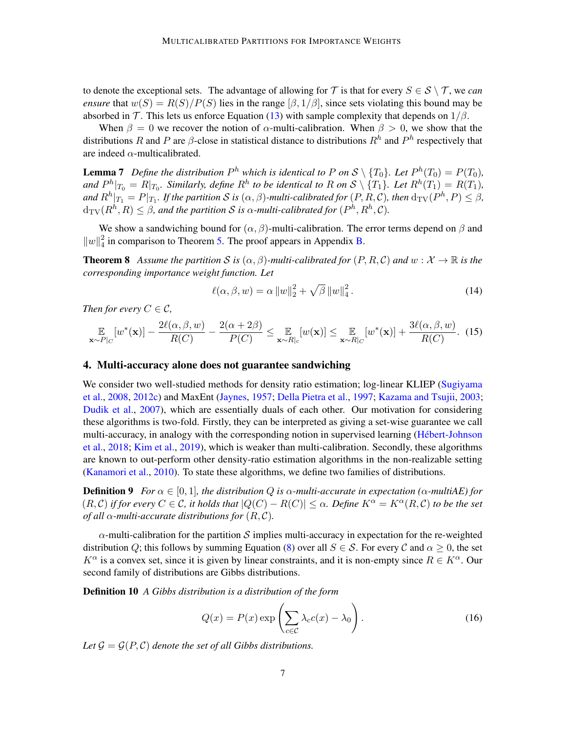to denote the exceptional sets. The advantage of allowing for $\mathcal{T}$ is that for every $S \in \mathcal{S} \setminus \mathcal{T}$, we *can ensure* that $w(S) = R(S)/P(S)$ lies in the range $[\beta, 1/\beta]$, since sets violating this bound may be absorbed in $\mathcal{T}$. This lets us enforce Equation (13) with sample complexity that depends on $1/\beta$.

When $\beta = 0$ we recover the notion of $\alpha$-multi-calibration. When $\beta > 0$, we show that the distributions $R$ and $P$ are $\beta$-close in statistical distance to distributions $R^h$ and $P^h$ respectively that are indeed $\alpha$-multicalibrated.

**Lemma 7** *Define the distribution $P^h$ which is identical to $P$ on $\mathcal{S} \setminus \{T_0\}$. Let $P^h(T_0) = P(T_0)$, and $P^h|_{T_0} = R|_{T_0}$. Similarly, define $R^h$ to be identical to $R$ on $\mathcal{S} \setminus \{T_1\}$. Let $R^h(T_1) = R(T_1)$, and $R^h|_{T_1} = P|_{T_1}$. If the partition $\mathcal{S}$ is $(\alpha, \beta)$-multi-calibrated for $(P, R, \mathcal{C})$, then $\mathrm{d_{TV}}(P^h, P) \leq \beta$, $\mathrm{d_{TV}}(R^h, R) \leq \beta$, and the partition $\mathcal{S}$ is $\alpha$-multi-calibrated for $(P^h, R^h, \mathcal{C})$.*

We show a sandwiching bound for $(\alpha, \beta)$-multi-calibration. The error terms depend on $\beta$ and $\|w\|_4^2$ in comparison to Theorem 5. The proof appears in Appendix B.

**Theorem 8** *Assume the partition $\mathcal{S}$ is $(\alpha, \beta)$-multi-calibrated for $(P, R, \mathcal{C})$ and $w : \mathcal{X} \to \mathbb{R}$ is the corresponding importance weight function. Let*

$$\ell(\alpha, \beta, w) = \alpha \|w\|_2^2 + \sqrt{\beta} \|w\|_4^2. \tag{14}$$

*Then for every $C \in \mathcal{C}$,*

$$\mathop{\mathbb{E}}_{\mathbf{x} \sim P|_C}[w^*(\mathbf{x})] - \frac{2\ell(\alpha, \beta, w)}{R(C)} - \frac{2(\alpha + 2\beta)}{P(C)} \leq \mathop{\mathbb{E}}_{\mathbf{x} \sim R|_c}[w(\mathbf{x})] \leq \mathop{\mathbb{E}}_{\mathbf{x} \sim R|_C}[w^*(\mathbf{x})] + \frac{3\ell(\alpha, \beta, w)}{R(C)}. \tag{15}$$

## 4. Multi-accuracy alone does not guarantee sandwiching

We consider two well-studied methods for density ratio estimation; log-linear KLIEP (Sugiyama et al., 2008, 2012c) and MaxEnt (Jaynes, 1957; Della Pietra et al., 1997; Kazama and Tsujii, 2003; Dudik et al., 2007), which are essentially duals of each other. Our motivation for considering these algorithms is two-fold. Firstly, they can be interpreted as giving a set-wise guarantee we call multi-accuracy, in analogy with the corresponding notion in supervised learning (Hébert-Johnson et al., 2018; Kim et al., 2019), which is weaker than multi-calibration. Secondly, these algorithms are known to out-perform other density-ratio estimation algorithms in the non-realizable setting (Kanamori et al., 2010). To state these algorithms, we define two families of distributions.

**Definition 9** *For $\alpha \in [0, 1]$, the distribution $Q$ is $\alpha$-multi-accurate in expectation ($\alpha$-multiAE) for $(R, \mathcal{C})$ if for every $C \in \mathcal{C}$, it holds that $|Q(C) - R(C)| \leq \alpha$. Define $K^\alpha = K^\alpha(R, \mathcal{C})$ to be the set of all $\alpha$-multi-accurate distributions for $(R, \mathcal{C})$.*

$\alpha$-multi-calibration for the partition $\mathcal{S}$ implies multi-accuracy in expectation for the re-weighted distribution $Q$; this follows by summing Equation (8) over all $S \in \mathcal{S}$. For every $\mathcal{C}$ and $\alpha \geq 0$, the set $K^\alpha$ is a convex set, since it is given by linear constraints, and it is non-empty since $R \in K^\alpha$. Our second family of distributions are Gibbs distributions.

**Definition 10** *A Gibbs distribution is a distribution of the form*

$$Q(x) = P(x) \exp\left(\sum_{c \in \mathcal{C}} \lambda_c c(x) - \lambda_0\right). \tag{16}$$

*Let $\mathcal{G} = \mathcal{G}(P, \mathcal{C})$ denote the set of all Gibbs distributions.*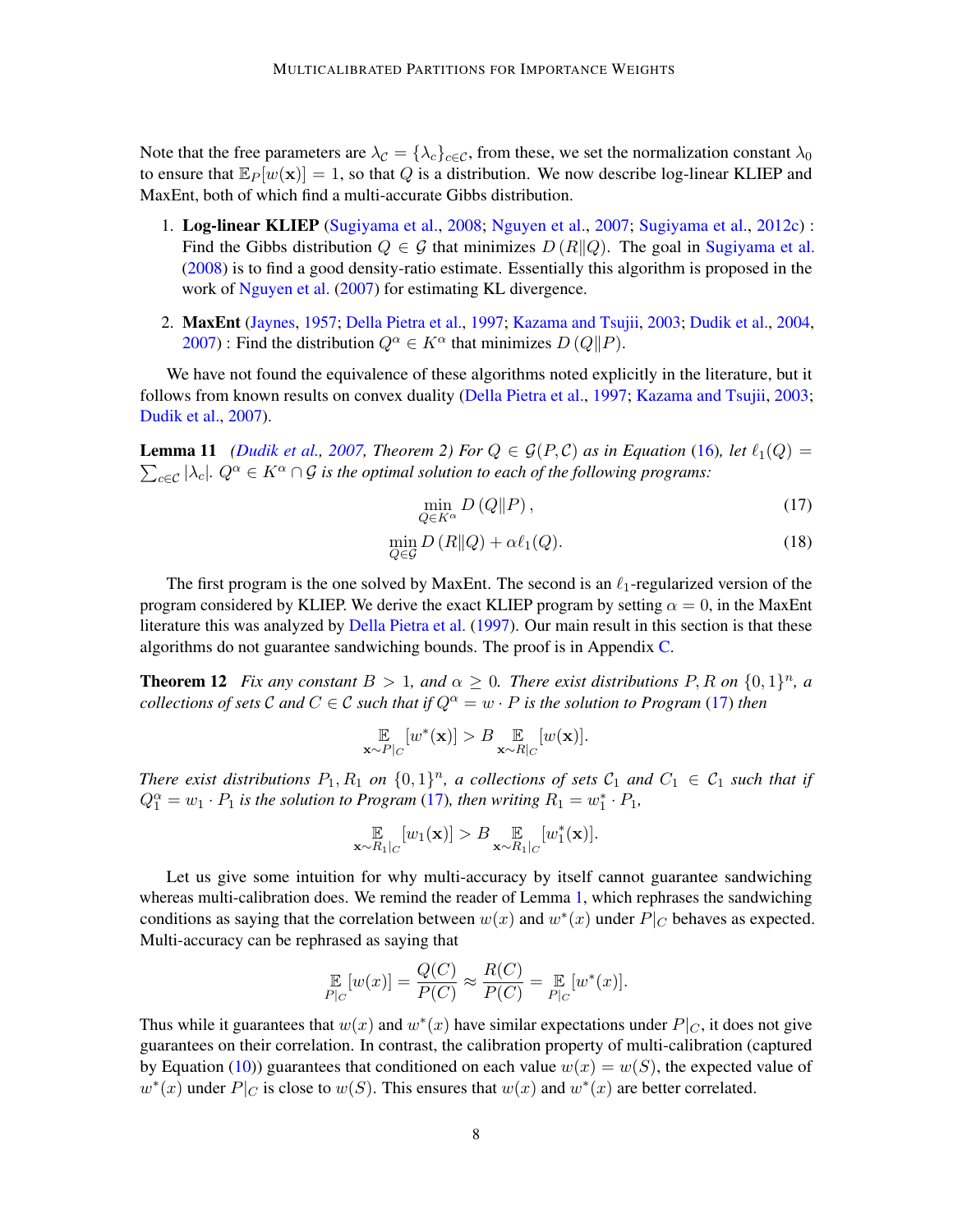Note that the free parameters are $\lambda_{\mathcal{C}} = \{\lambda_c\}_{c \in \mathcal{C}}$, from these, we set the normalization constant $\lambda_0$ to ensure that $\mathbb{E}_P[w(\mathbf{x})] = 1$, so that $Q$ is a distribution. We now describe log-linear KLIEP and MaxEnt, both of which find a multi-accurate Gibbs distribution.

1. **Log-linear KLIEP** (Sugiyama et al., 2008; Nguyen et al., 2007; Sugiyama et al., 2012c) : Find the Gibbs distribution $Q \in \mathcal{G}$ that minimizes $D(R\|Q)$. The goal in Sugiyama et al. (2008) is to find a good density-ratio estimate. Essentially this algorithm is proposed in the work of Nguyen et al. (2007) for estimating KL divergence.
2. **MaxEnt** (Jaynes, 1957; Della Pietra et al., 1997; Kazama and Tsujii, 2003; Dudik et al., 2004, 2007) : Find the distribution $Q^\alpha \in K^\alpha$ that minimizes $D(Q\|P)$.

We have not found the equivalence of these algorithms noted explicitly in the literature, but it follows from known results on convex duality (Della Pietra et al., 1997; Kazama and Tsujii, 2003; Dudik et al., 2007).

**Lemma 11** *(Dudik et al., 2007, Theorem 2) For $Q \in \mathcal{G}(P, \mathcal{C})$ as in Equation (16), let $\ell_1(Q) = \sum_{c \in \mathcal{C}} |\lambda_c|$. $Q^\alpha \in K^\alpha \cap \mathcal{G}$ is the optimal solution to each of the following programs:*

$$\min_{Q \in K^\alpha} D(Q\|P), \tag{17}$$

$$\min_{Q \in \mathcal{G}} D(R\|Q) + \alpha \ell_1(Q). \tag{18}$$

The first program is the one solved by MaxEnt. The second is an $\ell_1$-regularized version of the program considered by KLIEP. We derive the exact KLIEP program by setting $\alpha = 0$, in the MaxEnt literature this was analyzed by Della Pietra et al. (1997). Our main result in this section is that these algorithms do not guarantee sandwiching bounds. The proof is in Appendix C.

**Theorem 12** *Fix any constant $B > 1$, and $\alpha \geq 0$. There exist distributions $P, R$ on $\{0,1\}^n$, a collections of sets $\mathcal{C}$ and $C \in \mathcal{C}$ such that if $Q^\alpha = w \cdot P$ is the solution to Program (17) then*

$$\mathop{\mathbb{E}}_{\mathbf{x} \sim P|_C}[w^*(\mathbf{x})] > B \mathop{\mathbb{E}}_{\mathbf{x} \sim R|_C}[w(\mathbf{x})].$$

*There exist distributions $P_1, R_1$ on $\{0,1\}^n$, a collections of sets $\mathcal{C}_1$ and $C_1 \in \mathcal{C}_1$ such that if $Q_1^\alpha = w_1 \cdot P_1$ is the solution to Program (17), then writing $R_1 = w_1^* \cdot P_1$,*

$$\mathop{\mathbb{E}}_{\mathbf{x} \sim R_1|_C}[w_1(\mathbf{x})] > B \mathop{\mathbb{E}}_{\mathbf{x} \sim R_1|_C}[w_1^*(\mathbf{x})].$$

Let us give some intuition for why multi-accuracy by itself cannot guarantee sandwiching whereas multi-calibration does. We remind the reader of Lemma 1, which rephrases the sandwiching conditions as saying that the correlation between $w(x)$ and $w^*(x)$ under $P|_C$ behaves as expected. Multi-accuracy can be rephrased as saying that

$$\mathop{\mathbb{E}}_{P|_C}[w(x)] = \frac{Q(C)}{P(C)} \approx \frac{R(C)}{P(C)} = \mathop{\mathbb{E}}_{P|_C}[w^*(x)].$$

Thus while it guarantees that $w(x)$ and $w^*(x)$ have similar expectations under $P|_C$, it does not give guarantees on their correlation. In contrast, the calibration property of multi-calibration (captured by Equation (10)) guarantees that conditioned on each value $w(x) = w(S)$, the expected value of $w^*(x)$ under $P|_C$ is close to $w(S)$. This ensures that $w(x)$ and $w^*(x)$ are better correlated.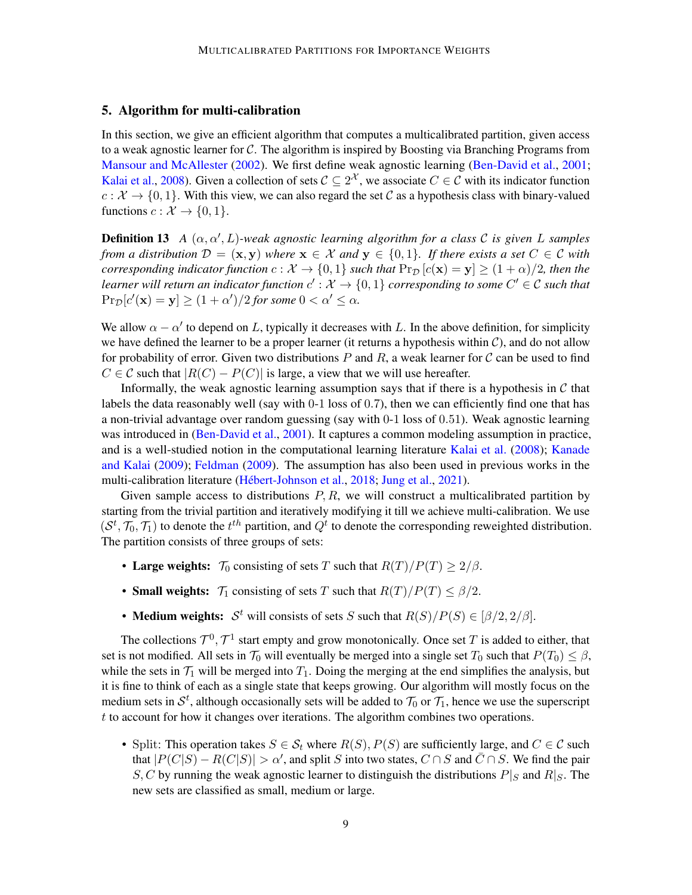## 5. Algorithm for multi-calibration

In this section, we give an efficient algorithm that computes a multicalibrated partition, given access to a weak agnostic learner for $\mathcal{C}$. The algorithm is inspired by Boosting via Branching Programs from Mansour and McAllester (2002). We first define weak agnostic learning (Ben-David et al., 2001; Kalai et al., 2008). Given a collection of sets $\mathcal{C} \subseteq 2^{\mathcal{X}}$, we associate $C \in \mathcal{C}$ with its indicator function $c : \mathcal{X} \to \{0, 1\}$. With this view, we can also regard the set $\mathcal{C}$ as a hypothesis class with binary-valued functions $c : \mathcal{X} \to \{0, 1\}$.

**Definition 13** *A $(\alpha, \alpha', L)$-weak agnostic learning algorithm for a class $\mathcal{C}$ is given $L$ samples from a distribution $\mathcal{D} = (\mathbf{x}, \mathbf{y})$ where $\mathbf{x} \in \mathcal{X}$ and $\mathbf{y} \in \{0, 1\}$. If there exists a set $C \in \mathcal{C}$ with corresponding indicator function $c : \mathcal{X} \to \{0, 1\}$ such that $\Pr_{\mathcal{D}}[c(\mathbf{x}) = \mathbf{y}] \geq (1 + \alpha)/2$, then the learner will return an indicator function $c' : \mathcal{X} \to \{0, 1\}$ corresponding to some $C' \in \mathcal{C}$ such that $\Pr_{\mathcal{D}}[c'(\mathbf{x}) = \mathbf{y}] \geq (1 + \alpha')/2$ for some $0 < \alpha' \leq \alpha$.*

We allow $\alpha - \alpha'$ to depend on $L$, typically it decreases with $L$. In the above definition, for simplicity we have defined the learner to be a proper learner (it returns a hypothesis within $\mathcal{C}$), and do not allow for probability of error. Given two distributions $P$ and $R$, a weak learner for $\mathcal{C}$ can be used to find $C \in \mathcal{C}$ such that $|R(C) - P(C)|$ is large, a view that we will use hereafter.

Informally, the weak agnostic learning assumption says that if there is a hypothesis in $\mathcal{C}$ that labels the data reasonably well (say with 0-1 loss of 0.7), then we can efficiently find one that has a non-trivial advantage over random guessing (say with 0-1 loss of 0.51). Weak agnostic learning was introduced in (Ben-David et al., 2001). It captures a common modeling assumption in practice, and is a well-studied notion in the computational learning literature Kalai et al. (2008); Kanade and Kalai (2009); Feldman (2009). The assumption has also been used in previous works in the multi-calibration literature (Hébert-Johnson et al., 2018; Jung et al., 2021).

Given sample access to distributions $P, R$, we will construct a multicalibrated partition by starting from the trivial partition and iteratively modifying it till we achieve multi-calibration. We use $(\mathcal{S}^t, \mathcal{T}_0, \mathcal{T}_1)$ to denote the $t^{th}$ partition, and $Q^t$ to denote the corresponding reweighted distribution. The partition consists of three groups of sets:

- **Large weights:** $\mathcal{T}_0$ consisting of sets $T$ such that $R(T)/P(T) \geq 2/\beta$.
- **Small weights:** $\mathcal{T}_1$ consisting of sets $T$ such that $R(T)/P(T) \leq \beta/2$.
- **Medium weights:** $\mathcal{S}^t$ will consists of sets $S$ such that $R(S)/P(S) \in [\beta/2, 2/\beta]$.

The collections $\mathcal{T}^0, \mathcal{T}^1$ start empty and grow monotonically. Once set $T$ is added to either, that set is not modified. All sets in $\mathcal{T}_0$ will eventually be merged into a single set $T_0$ such that $P(T_0) \leq \beta$, while the sets in $\mathcal{T}_1$ will be merged into $T_1$. Doing the merging at the end simplifies the analysis, but it is fine to think of each as a single state that keeps growing. Our algorithm will mostly focus on the medium sets in $\mathcal{S}^t$, although occasionally sets will be added to $\mathcal{T}_0$ or $\mathcal{T}_1$, hence we use the superscript $t$ to account for how it changes over iterations. The algorithm combines two operations.

- Split: This operation takes $S \in \mathcal{S}_t$ where $R(S), P(S)$ are sufficiently large, and $C \in \mathcal{C}$ such that $|P(C|S) - R(C|S)| > \alpha'$, and split $S$ into two states, $C \cap S$ and $\bar{C} \cap S$. We find the pair $S, C$ by running the weak agnostic learner to distinguish the distributions $P|_S$ and $R|_S$. The new sets are classified as small, medium or large.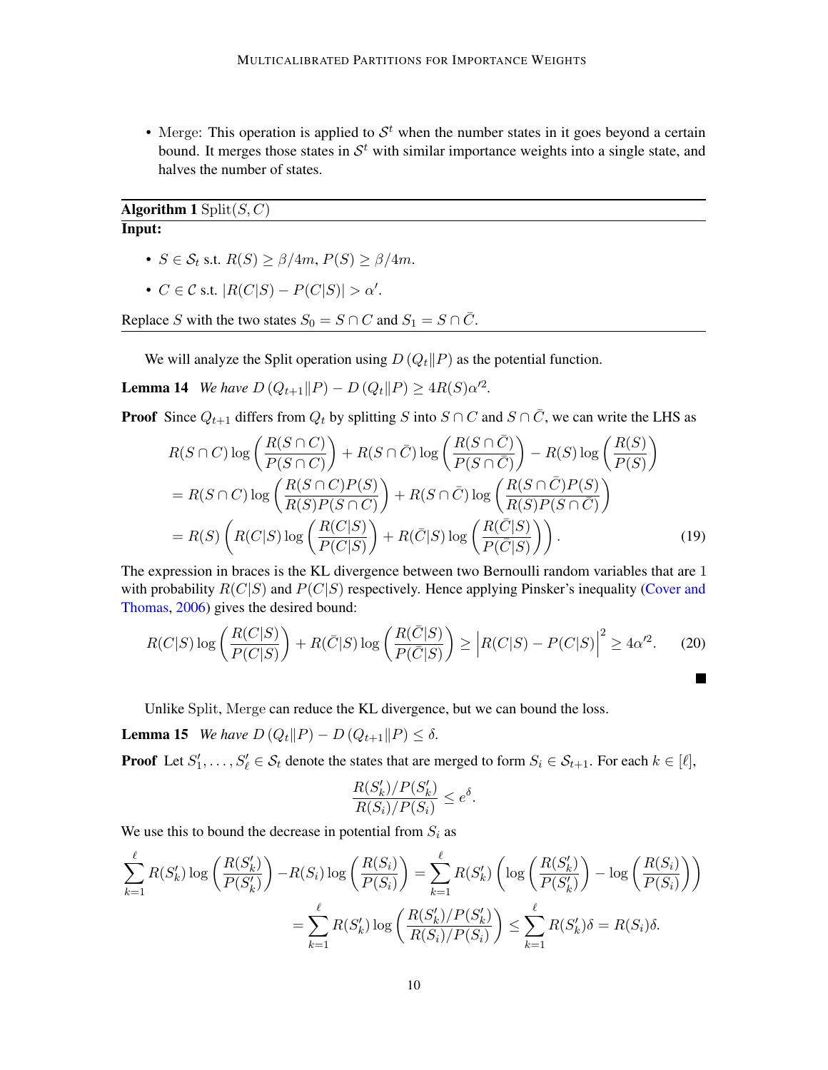- Merge: This operation is applied to $\mathcal{S}^t$ when the number states in it goes beyond a certain bound. It merges those states in $\mathcal{S}^t$ with similar importance weights into a single state, and halves the number of states.

---

**Algorithm 1** Split$(S, C)$

**Input:**

- $S \in \mathcal{S}_t$ s.t. $R(S) \geq \beta/4m$, $P(S) \geq \beta/4m$.
- $C \in \mathcal{C}$ s.t. $|R(C|S) - P(C|S)| > \alpha'$.

Replace $S$ with the two states $S_0 = S \cap C$ and $S_1 = S \cap \bar{C}$.

---

We will analyze the Split operation using $D\left(Q_t \| P\right)$ as the potential function.

**Lemma 14** *We have* $D\left(Q_{t+1} \| P\right) - D\left(Q_t \| P\right) \geq 4R(S)\alpha'^2$.

**Proof** Since $Q_{t+1}$ differs from $Q_t$ by splitting $S$ into $S \cap C$ and $S \cap \bar{C}$, we can write the LHS as

$$
\begin{aligned}
&R(S \cap C) \log\left(\frac{R(S \cap C)}{P(S \cap C)}\right) + R(S \cap \bar{C}) \log\left(\frac{R(S \cap \bar{C})}{P(S \cap \bar{C})}\right) - R(S) \log\left(\frac{R(S)}{P(S)}\right) \\
&= R(S \cap C) \log\left(\frac{R(S \cap C)P(S)}{R(S)P(S \cap C)}\right) + R(S \cap \bar{C}) \log\left(\frac{R(S \cap \bar{C})P(S)}{R(S)P(S \cap \bar{C})}\right) \\
&= R(S)\left(R(C|S) \log\left(\frac{R(C|S)}{P(C|S)}\right) + R(\bar{C}|S) \log\left(\frac{R(\bar{C}|S)}{P(\bar{C}|S)}\right)\right). \qquad (19)
\end{aligned}
$$

The expression in braces is the KL divergence between two Bernoulli random variables that are 1 with probability $R(C|S)$ and $P(C|S)$ respectively. Hence applying Pinsker's inequality (Cover and Thomas, 2006) gives the desired bound:

$$
R(C|S) \log\left(\frac{R(C|S)}{P(C|S)}\right) + R(\bar{C}|S) \log\left(\frac{R(\bar{C}|S)}{P(\bar{C}|S)}\right) \geq \left|R(C|S) - P(C|S)\right|^2 \geq 4\alpha'^2. \qquad (20)
$$

■

Unlike Split, Merge can reduce the KL divergence, but we can bound the loss.

**Lemma 15** *We have* $D\left(Q_t \| P\right) - D\left(Q_{t+1} \| P\right) \leq \delta$.

**Proof** Let $S'_1, \ldots, S'_\ell \in \mathcal{S}_t$ denote the states that are merged to form $S_i \in \mathcal{S}_{t+1}$. For each $k \in [\ell]$,

$$
\frac{R(S'_k)/P(S'_k)}{R(S_i)/P(S_i)} \leq e^{\delta}.
$$

We use this to bound the decrease in potential from $S_i$ as

$$
\begin{aligned}
\sum_{k=1}^{\ell} R(S'_k) \log\left(\frac{R(S'_k)}{P(S'_k)}\right) - R(S_i) \log\left(\frac{R(S_i)}{P(S_i)}\right) &= \sum_{k=1}^{\ell} R(S'_k)\left(\log\left(\frac{R(S'_k)}{P(S'_k)}\right) - \log\left(\frac{R(S_i)}{P(S_i)}\right)\right) \\
&= \sum_{k=1}^{\ell} R(S'_k) \log\left(\frac{R(S'_k)/P(S'_k)}{R(S_i)/P(S_i)}\right) \leq \sum_{k=1}^{\ell} R(S'_k)\delta = R(S_i)\delta.
\end{aligned}
$$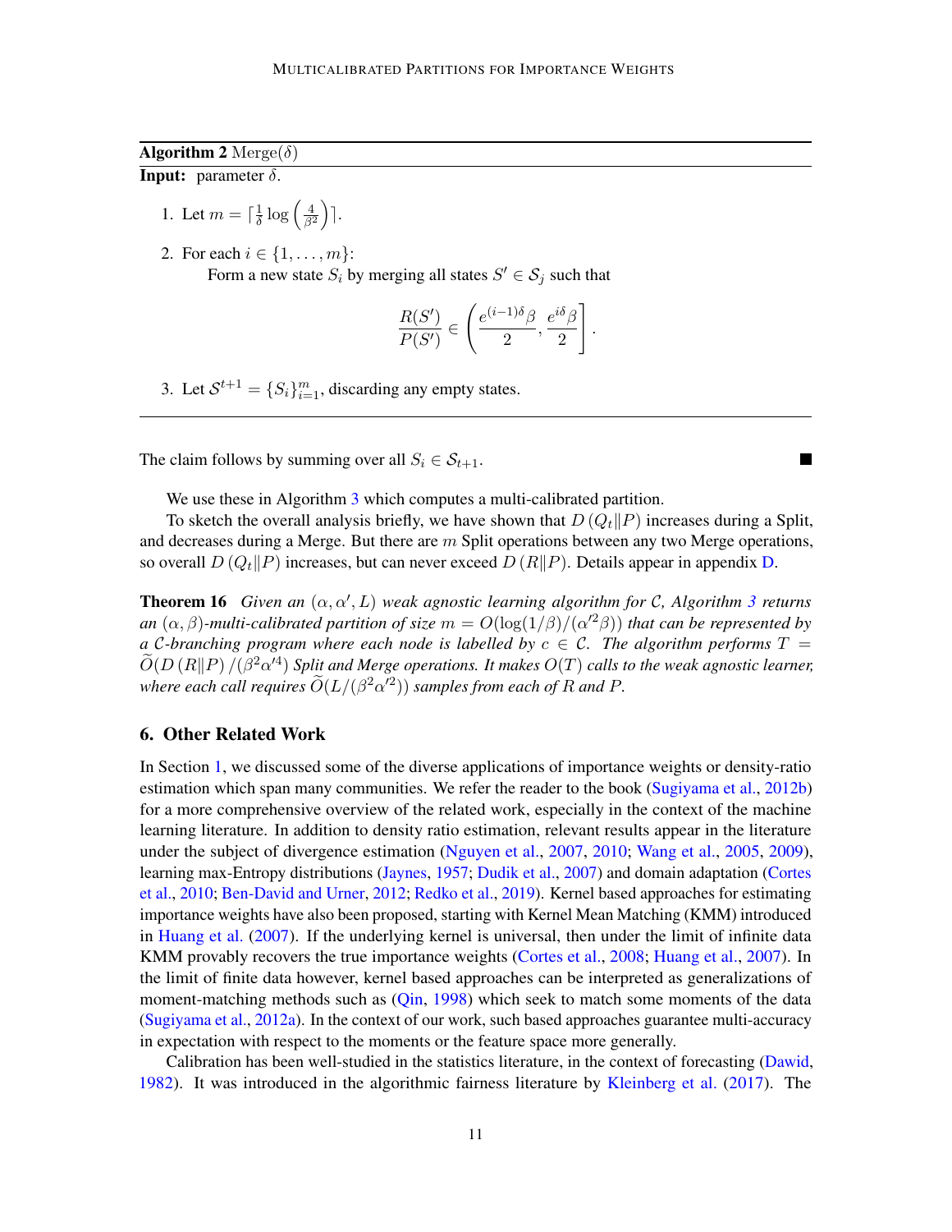**Algorithm 2** Merge($\delta$)

**Input:** parameter $\delta$.

1. Let $m = \lceil \frac{1}{\delta} \log\left(\frac{4}{\beta^2}\right) \rceil$.
2. For each $i \in \{1, \ldots, m\}$:
   Form a new state $S_i$ by merging all states $S' \in \mathcal{S}_j$ such that
   $$\frac{R(S')}{P(S')} \in \left( \frac{e^{(i-1)\delta}\beta}{2}, \frac{e^{i\delta}\beta}{2} \right].$$
3. Let $\mathcal{S}^{t+1} = \{S_i\}_{i=1}^m$, discarding any empty states.

The claim follows by summing over all $S_i \in \mathcal{S}_{t+1}$. ■

We use these in Algorithm 3 which computes a multi-calibrated partition.

To sketch the overall analysis briefly, we have shown that $D(Q_t \| P)$ increases during a Split, and decreases during a Merge. But there are $m$ Split operations between any two Merge operations, so overall $D(Q_t \| P)$ increases, but can never exceed $D(R \| P)$. Details appear in appendix D.

**Theorem 16** *Given an $(\alpha, \alpha', L)$ weak agnostic learning algorithm for $\mathcal{C}$, Algorithm 3 returns an $(\alpha, \beta)$-multi-calibrated partition of size $m = O(\log(1/\beta)/(\alpha'^2\beta))$ that can be represented by a $\mathcal{C}$-branching program where each node is labelled by $c \in \mathcal{C}$. The algorithm performs $T = \widetilde{O}(D(R\|P)/(\beta^2\alpha'^4))$ Split and Merge operations. It makes $O(T)$ calls to the weak agnostic learner, where each call requires $\widetilde{O}(L/(\beta^2\alpha'^2))$ samples from each of $R$ and $P$.*

## 6. Other Related Work

In Section 1, we discussed some of the diverse applications of importance weights or density-ratio estimation which span many communities. We refer the reader to the book (Sugiyama et al., 2012b) for a more comprehensive overview of the related work, especially in the context of the machine learning literature. In addition to density ratio estimation, relevant results appear in the literature under the subject of divergence estimation (Nguyen et al., 2007, 2010; Wang et al., 2005, 2009), learning max-Entropy distributions (Jaynes, 1957; Dudik et al., 2007) and domain adaptation (Cortes et al., 2010; Ben-David and Urner, 2012; Redko et al., 2019). Kernel based approaches for estimating importance weights have also been proposed, starting with Kernel Mean Matching (KMM) introduced in Huang et al. (2007). If the underlying kernel is universal, then under the limit of infinite data KMM provably recovers the true importance weights (Cortes et al., 2008; Huang et al., 2007). In the limit of finite data however, kernel based approaches can be interpreted as generalizations of moment-matching methods such as (Qin, 1998) which seek to match some moments of the data (Sugiyama et al., 2012a). In the context of our work, such based approaches guarantee multi-accuracy in expectation with respect to the moments or the feature space more generally.

Calibration has been well-studied in the statistics literature, in the context of forecasting (Dawid, 1982). It was introduced in the algorithmic fairness literature by Kleinberg et al. (2017). The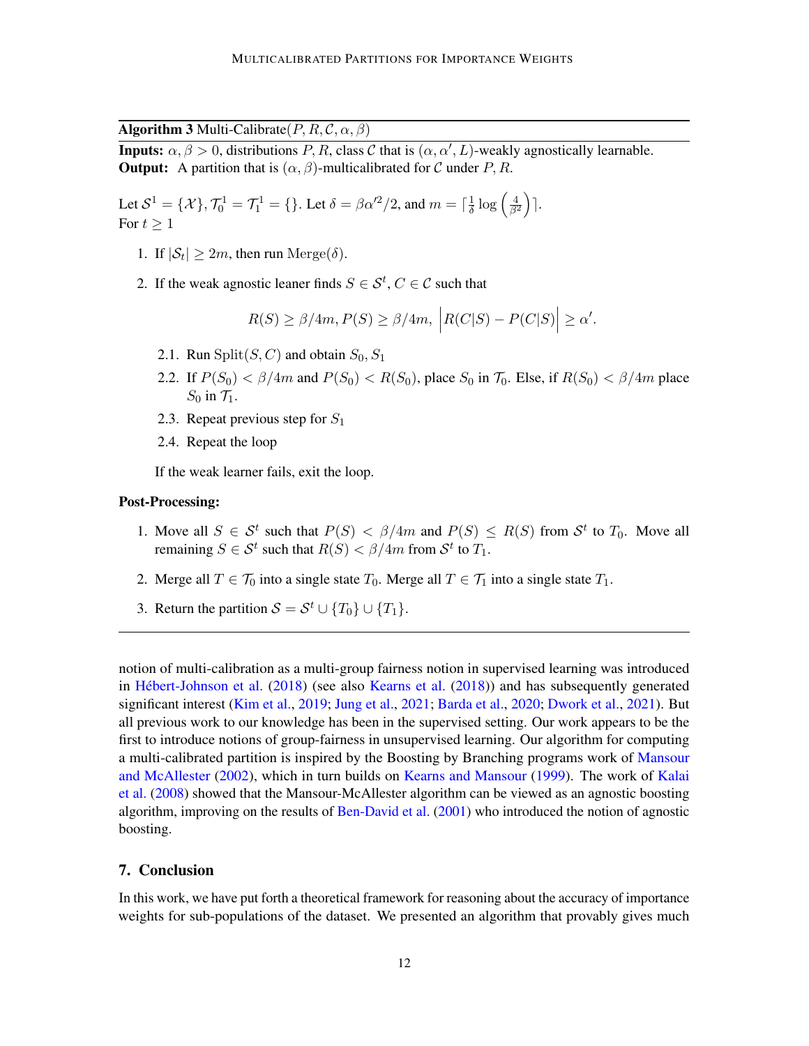**Algorithm 3** Multi-Calibrate$(P, R, \mathcal{C}, \alpha, \beta)$

**Inputs:** $\alpha, \beta > 0$, distributions $P, R$, class $\mathcal{C}$ that is $(\alpha, \alpha', L)$-weakly agnostically learnable.
**Output:** A partition that is $(\alpha, \beta)$-multicalibrated for $\mathcal{C}$ under $P, R$.

Let $\mathcal{S}^1 = \{\mathcal{X}\}, \mathcal{T}_0^1 = \mathcal{T}_1^1 = \{\}$. Let $\delta = \beta\alpha'^2/2$, and $m = \lceil \frac{1}{\delta} \log\left(\frac{4}{\beta^2}\right) \rceil$.
For $t \geq 1$

1. If $|\mathcal{S}_t| \geq 2m$, then run $\mathrm{Merge}(\delta)$.
2. If the weak agnostic leaner finds $S \in \mathcal{S}^t, C \in \mathcal{C}$ such that

$$R(S) \geq \beta/4m, P(S) \geq \beta/4m, \left|R(C|S) - P(C|S)\right| \geq \alpha'.$$

   2.1. Run $\mathrm{Split}(S, C)$ and obtain $S_0, S_1$
   2.2. If $P(S_0) < \beta/4m$ and $P(S_0) < R(S_0)$, place $S_0$ in $\mathcal{T}_0$. Else, if $R(S_0) < \beta/4m$ place $S_0$ in $\mathcal{T}_1$.
   2.3. Repeat previous step for $S_1$
   2.4. Repeat the loop

   If the weak learner fails, exit the loop.

**Post-Processing:**

1. Move all $S \in \mathcal{S}^t$ such that $P(S) < \beta/4m$ and $P(S) \leq R(S)$ from $\mathcal{S}^t$ to $T_0$. Move all remaining $S \in \mathcal{S}^t$ such that $R(S) < \beta/4m$ from $\mathcal{S}^t$ to $T_1$.
2. Merge all $T \in \mathcal{T}_0$ into a single state $T_0$. Merge all $T \in \mathcal{T}_1$ into a single state $T_1$.
3. Return the partition $\mathcal{S} = \mathcal{S}^t \cup \{T_0\} \cup \{T_1\}$.

---

notion of multi-calibration as a multi-group fairness notion in supervised learning was introduced in Hébert-Johnson et al. (2018) (see also Kearns et al. (2018)) and has subsequently generated significant interest (Kim et al., 2019; Jung et al., 2021; Barda et al., 2020; Dwork et al., 2021). But all previous work to our knowledge has been in the supervised setting. Our work appears to be the first to introduce notions of group-fairness in unsupervised learning. Our algorithm for computing a multi-calibrated partition is inspired by the Boosting by Branching programs work of Mansour and McAllester (2002), which in turn builds on Kearns and Mansour (1999). The work of Kalai et al. (2008) showed that the Mansour-McAllester algorithm can be viewed as an agnostic boosting algorithm, improving on the results of Ben-David et al. (2001) who introduced the notion of agnostic boosting.

## 7. Conclusion

In this work, we have put forth a theoretical framework for reasoning about the accuracy of importance weights for sub-populations of the dataset. We presented an algorithm that provably gives much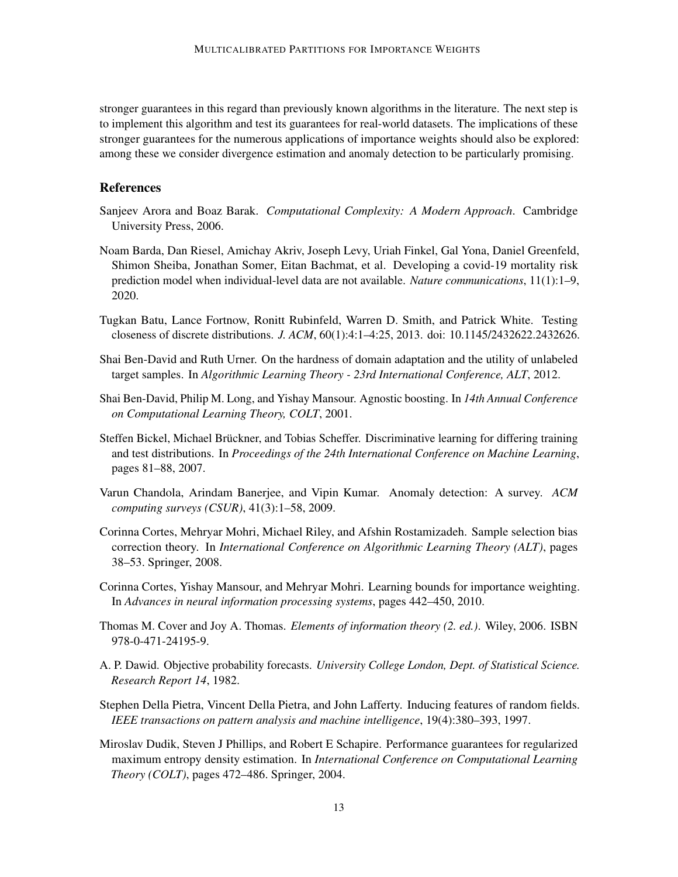stronger guarantees in this regard than previously known algorithms in the literature. The next step is to implement this algorithm and test its guarantees for real-world datasets. The implications of these stronger guarantees for the numerous applications of importance weights should also be explored: among these we consider divergence estimation and anomaly detection to be particularly promising.

## References

Sanjeev Arora and Boaz Barak. *Computational Complexity: A Modern Approach*. Cambridge University Press, 2006.

Noam Barda, Dan Riesel, Amichay Akriv, Joseph Levy, Uriah Finkel, Gal Yona, Daniel Greenfeld, Shimon Sheiba, Jonathan Somer, Eitan Bachmat, et al. Developing a covid-19 mortality risk prediction model when individual-level data are not available. *Nature communications*, 11(1):1–9, 2020.

Tugkan Batu, Lance Fortnow, Ronitt Rubinfeld, Warren D. Smith, and Patrick White. Testing closeness of discrete distributions. *J. ACM*, 60(1):4:1–4:25, 2013. doi: 10.1145/2432622.2432626.

Shai Ben-David and Ruth Urner. On the hardness of domain adaptation and the utility of unlabeled target samples. In *Algorithmic Learning Theory - 23rd International Conference, ALT*, 2012.

Shai Ben-David, Philip M. Long, and Yishay Mansour. Agnostic boosting. In *14th Annual Conference on Computational Learning Theory, COLT*, 2001.

Steffen Bickel, Michael Brückner, and Tobias Scheffer. Discriminative learning for differing training and test distributions. In *Proceedings of the 24th International Conference on Machine Learning*, pages 81–88, 2007.

Varun Chandola, Arindam Banerjee, and Vipin Kumar. Anomaly detection: A survey. *ACM computing surveys (CSUR)*, 41(3):1–58, 2009.

Corinna Cortes, Mehryar Mohri, Michael Riley, and Afshin Rostamizadeh. Sample selection bias correction theory. In *International Conference on Algorithmic Learning Theory (ALT)*, pages 38–53. Springer, 2008.

Corinna Cortes, Yishay Mansour, and Mehryar Mohri. Learning bounds for importance weighting. In *Advances in neural information processing systems*, pages 442–450, 2010.

Thomas M. Cover and Joy A. Thomas. *Elements of information theory (2. ed.)*. Wiley, 2006. ISBN 978-0-471-24195-9.

A. P. Dawid. Objective probability forecasts. *University College London, Dept. of Statistical Science. Research Report 14*, 1982.

Stephen Della Pietra, Vincent Della Pietra, and John Lafferty. Inducing features of random fields. *IEEE transactions on pattern analysis and machine intelligence*, 19(4):380–393, 1997.

Miroslav Dudik, Steven J Phillips, and Robert E Schapire. Performance guarantees for regularized maximum entropy density estimation. In *International Conference on Computational Learning Theory (COLT)*, pages 472–486. Springer, 2004.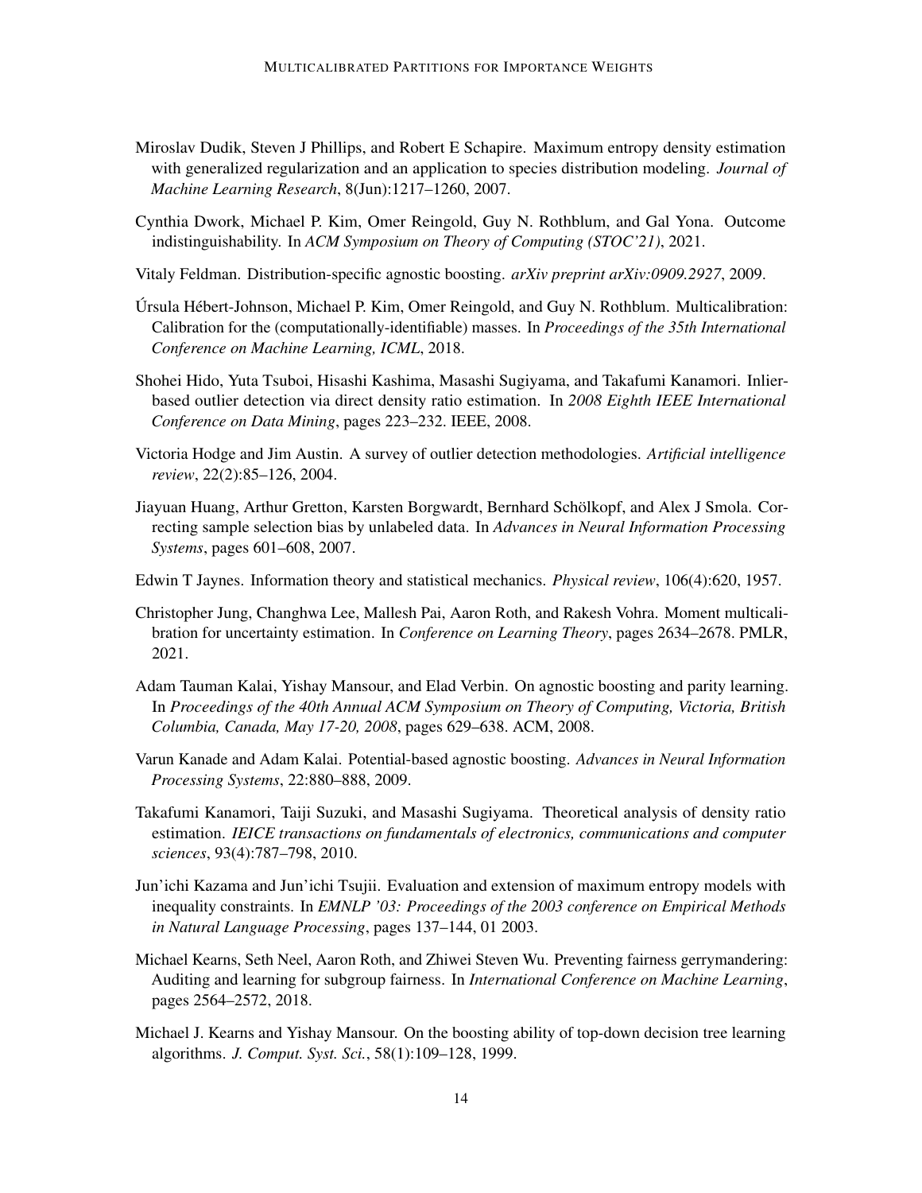Miroslav Dudik, Steven J Phillips, and Robert E Schapire. Maximum entropy density estimation with generalized regularization and an application to species distribution modeling. *Journal of Machine Learning Research*, 8(Jun):1217–1260, 2007.

Cynthia Dwork, Michael P. Kim, Omer Reingold, Guy N. Rothblum, and Gal Yona. Outcome indistinguishability. In *ACM Symposium on Theory of Computing (STOC'21)*, 2021.

Vitaly Feldman. Distribution-specific agnostic boosting. *arXiv preprint arXiv:0909.2927*, 2009.

Úrsula Hébert-Johnson, Michael P. Kim, Omer Reingold, and Guy N. Rothblum. Multicalibration: Calibration for the (computationally-identifiable) masses. In *Proceedings of the 35th International Conference on Machine Learning, ICML*, 2018.

Shohei Hido, Yuta Tsuboi, Hisashi Kashima, Masashi Sugiyama, and Takafumi Kanamori. Inlier-based outlier detection via direct density ratio estimation. In *2008 Eighth IEEE International Conference on Data Mining*, pages 223–232. IEEE, 2008.

Victoria Hodge and Jim Austin. A survey of outlier detection methodologies. *Artificial intelligence review*, 22(2):85–126, 2004.

Jiayuan Huang, Arthur Gretton, Karsten Borgwardt, Bernhard Schölkopf, and Alex J Smola. Correcting sample selection bias by unlabeled data. In *Advances in Neural Information Processing Systems*, pages 601–608, 2007.

Edwin T Jaynes. Information theory and statistical mechanics. *Physical review*, 106(4):620, 1957.

Christopher Jung, Changhwa Lee, Mallesh Pai, Aaron Roth, and Rakesh Vohra. Moment multicalibration for uncertainty estimation. In *Conference on Learning Theory*, pages 2634–2678. PMLR, 2021.

Adam Tauman Kalai, Yishay Mansour, and Elad Verbin. On agnostic boosting and parity learning. In *Proceedings of the 40th Annual ACM Symposium on Theory of Computing, Victoria, British Columbia, Canada, May 17-20, 2008*, pages 629–638. ACM, 2008.

Varun Kanade and Adam Kalai. Potential-based agnostic boosting. *Advances in Neural Information Processing Systems*, 22:880–888, 2009.

Takafumi Kanamori, Taiji Suzuki, and Masashi Sugiyama. Theoretical analysis of density ratio estimation. *IEICE transactions on fundamentals of electronics, communications and computer sciences*, 93(4):787–798, 2010.

Jun'ichi Kazama and Jun'ichi Tsujii. Evaluation and extension of maximum entropy models with inequality constraints. In *EMNLP '03: Proceedings of the 2003 conference on Empirical Methods in Natural Language Processing*, pages 137–144, 01 2003.

Michael Kearns, Seth Neel, Aaron Roth, and Zhiwei Steven Wu. Preventing fairness gerrymandering: Auditing and learning for subgroup fairness. In *International Conference on Machine Learning*, pages 2564–2572, 2018.

Michael J. Kearns and Yishay Mansour. On the boosting ability of top-down decision tree learning algorithms. *J. Comput. Syst. Sci.*, 58(1):109–128, 1999.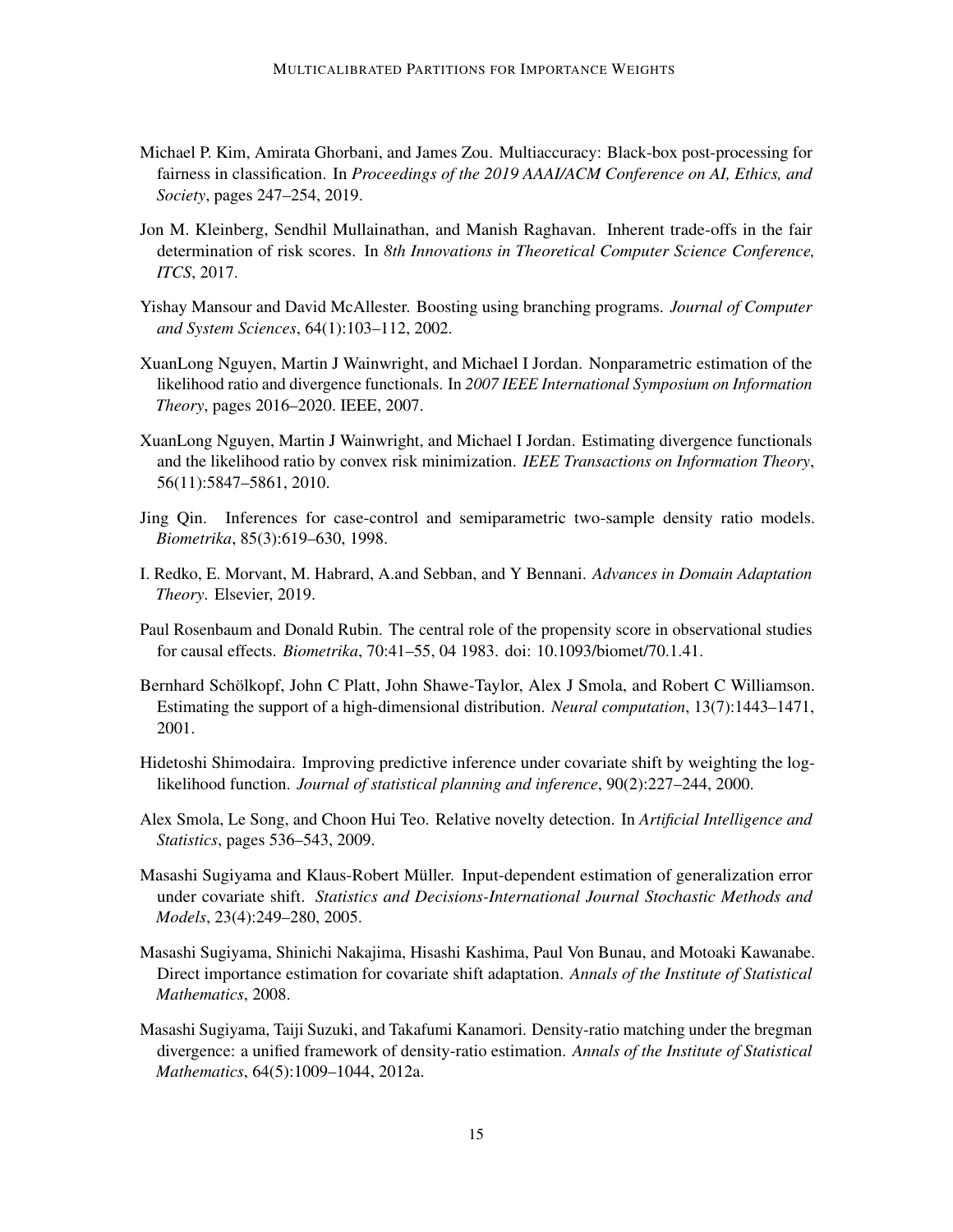Michael P. Kim, Amirata Ghorbani, and James Zou. Multiaccuracy: Black-box post-processing for fairness in classification. In *Proceedings of the 2019 AAAI/ACM Conference on AI, Ethics, and Society*, pages 247–254, 2019.

Jon M. Kleinberg, Sendhil Mullainathan, and Manish Raghavan. Inherent trade-offs in the fair determination of risk scores. In *8th Innovations in Theoretical Computer Science Conference, ITCS*, 2017.

Yishay Mansour and David McAllester. Boosting using branching programs. *Journal of Computer and System Sciences*, 64(1):103–112, 2002.

XuanLong Nguyen, Martin J Wainwright, and Michael I Jordan. Nonparametric estimation of the likelihood ratio and divergence functionals. In *2007 IEEE International Symposium on Information Theory*, pages 2016–2020. IEEE, 2007.

XuanLong Nguyen, Martin J Wainwright, and Michael I Jordan. Estimating divergence functionals and the likelihood ratio by convex risk minimization. *IEEE Transactions on Information Theory*, 56(11):5847–5861, 2010.

Jing Qin. Inferences for case-control and semiparametric two-sample density ratio models. *Biometrika*, 85(3):619–630, 1998.

I. Redko, E. Morvant, M. Habrard, A.and Sebban, and Y Bennani. *Advances in Domain Adaptation Theory*. Elsevier, 2019.

Paul Rosenbaum and Donald Rubin. The central role of the propensity score in observational studies for causal effects. *Biometrika*, 70:41–55, 04 1983. doi: 10.1093/biomet/70.1.41.

Bernhard Schölkopf, John C Platt, John Shawe-Taylor, Alex J Smola, and Robert C Williamson. Estimating the support of a high-dimensional distribution. *Neural computation*, 13(7):1443–1471, 2001.

Hidetoshi Shimodaira. Improving predictive inference under covariate shift by weighting the log-likelihood function. *Journal of statistical planning and inference*, 90(2):227–244, 2000.

Alex Smola, Le Song, and Choon Hui Teo. Relative novelty detection. In *Artificial Intelligence and Statistics*, pages 536–543, 2009.

Masashi Sugiyama and Klaus-Robert Müller. Input-dependent estimation of generalization error under covariate shift. *Statistics and Decisions-International Journal Stochastic Methods and Models*, 23(4):249–280, 2005.

Masashi Sugiyama, Shinichi Nakajima, Hisashi Kashima, Paul Von Bunau, and Motoaki Kawanabe. Direct importance estimation for covariate shift adaptation. *Annals of the Institute of Statistical Mathematics*, 2008.

Masashi Sugiyama, Taiji Suzuki, and Takafumi Kanamori. Density-ratio matching under the bregman divergence: a unified framework of density-ratio estimation. *Annals of the Institute of Statistical Mathematics*, 64(5):1009–1044, 2012a.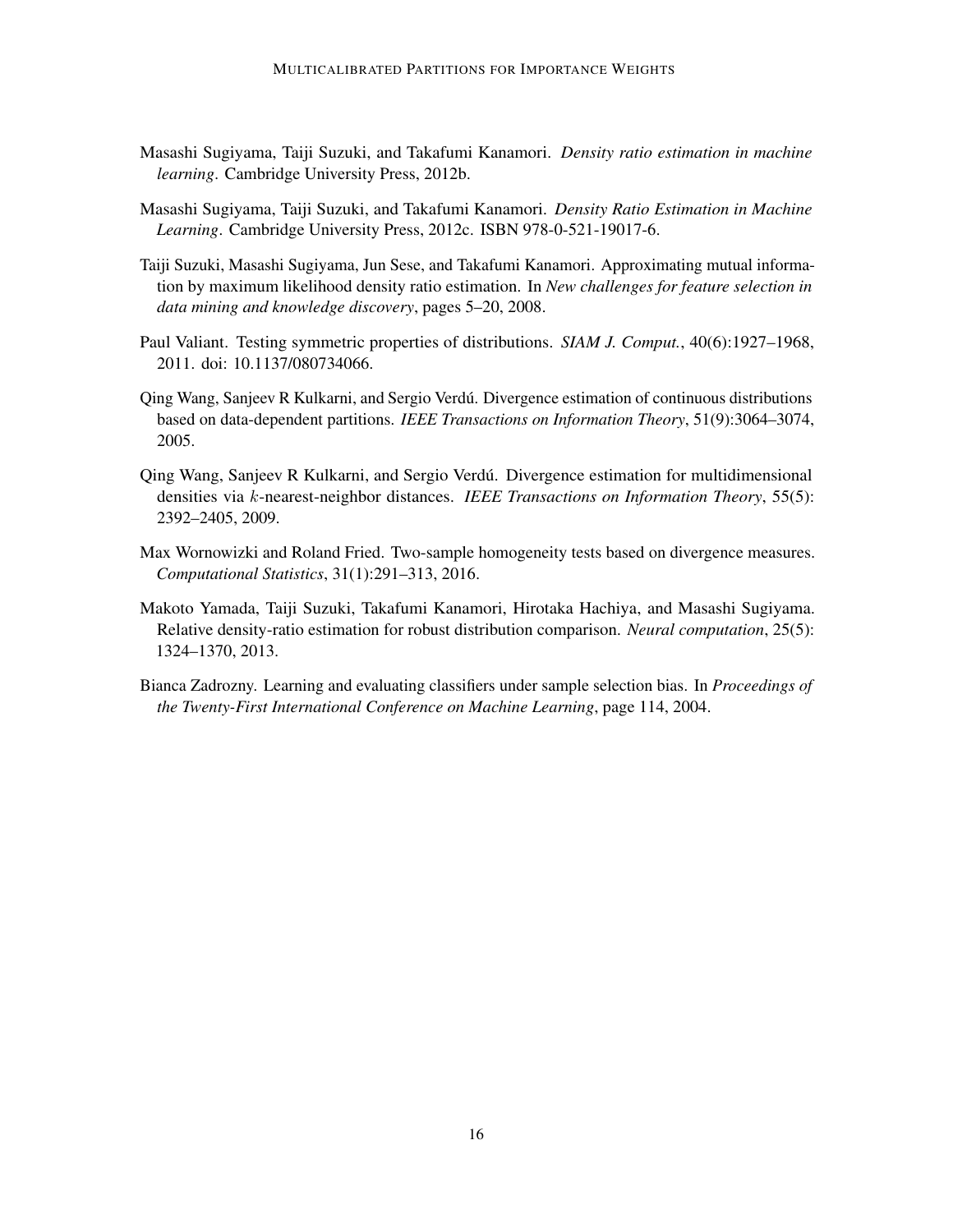Masashi Sugiyama, Taiji Suzuki, and Takafumi Kanamori. *Density ratio estimation in machine learning*. Cambridge University Press, 2012b.

Masashi Sugiyama, Taiji Suzuki, and Takafumi Kanamori. *Density Ratio Estimation in Machine Learning*. Cambridge University Press, 2012c. ISBN 978-0-521-19017-6.

Taiji Suzuki, Masashi Sugiyama, Jun Sese, and Takafumi Kanamori. Approximating mutual information by maximum likelihood density ratio estimation. In *New challenges for feature selection in data mining and knowledge discovery*, pages 5–20, 2008.

Paul Valiant. Testing symmetric properties of distributions. *SIAM J. Comput.*, 40(6):1927–1968, 2011. doi: 10.1137/080734066.

Qing Wang, Sanjeev R Kulkarni, and Sergio Verdú. Divergence estimation of continuous distributions based on data-dependent partitions. *IEEE Transactions on Information Theory*, 51(9):3064–3074, 2005.

Qing Wang, Sanjeev R Kulkarni, and Sergio Verdú. Divergence estimation for multidimensional densities via $k$-nearest-neighbor distances. *IEEE Transactions on Information Theory*, 55(5): 2392–2405, 2009.

Max Wornowizki and Roland Fried. Two-sample homogeneity tests based on divergence measures. *Computational Statistics*, 31(1):291–313, 2016.

Makoto Yamada, Taiji Suzuki, Takafumi Kanamori, Hirotaka Hachiya, and Masashi Sugiyama. Relative density-ratio estimation for robust distribution comparison. *Neural computation*, 25(5): 1324–1370, 2013.

Bianca Zadrozny. Learning and evaluating classifiers under sample selection bias. In *Proceedings of the Twenty-First International Conference on Machine Learning*, page 114, 2004.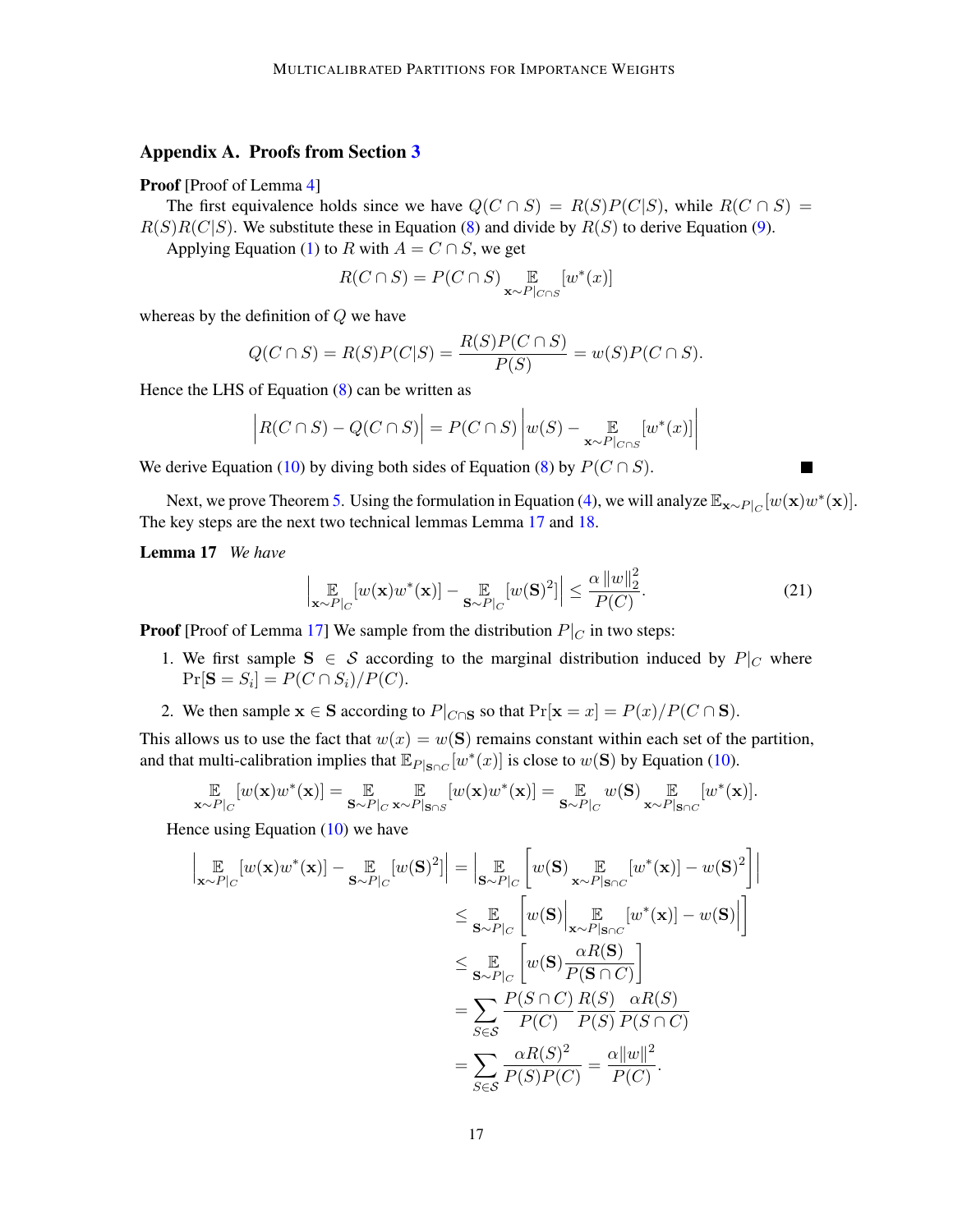## Appendix A. Proofs from Section 3

**Proof** [Proof of Lemma 4]

The first equivalence holds since we have $Q(C \cap S) = R(S)P(C|S)$, while $R(C \cap S) = R(S)R(C|S)$. We substitute these in Equation (8) and divide by $R(S)$ to derive Equation (9).

Applying Equation (1) to $R$ with $A = C \cap S$, we get

$$R(C \cap S) = P(C \cap S) \mathop{\mathbb{E}}_{\mathbf{x} \sim P|_{C \cap S}}[w^*(x)]$$

whereas by the definition of $Q$ we have

$$Q(C \cap S) = R(S)P(C|S) = \frac{R(S)P(C \cap S)}{P(S)} = w(S)P(C \cap S).$$

Hence the LHS of Equation (8) can be written as

$$\Big| R(C \cap S) - Q(C \cap S) \Big| = P(C \cap S) \left| w(S) - \mathop{\mathbb{E}}_{\mathbf{x} \sim P|_{C \cap S}}[w^*(x)] \right|$$

We derive Equation (10) by diving both sides of Equation (8) by $P(C \cap S)$. ∎

Next, we prove Theorem 5. Using the formulation in Equation (4), we will analyze $\mathbb{E}_{\mathbf{x} \sim P|_C}[w(\mathbf{x})w^*(\mathbf{x})]$. The key steps are the next two technical lemmas Lemma 17 and 18.

**Lemma 17** *We have*

$$\left| \mathop{\mathbb{E}}_{\mathbf{x} \sim P|_C}[w(\mathbf{x})w^*(\mathbf{x})] - \mathop{\mathbb{E}}_{\mathbf{S} \sim P|_C}[w(\mathbf{S})^2] \right| \leq \frac{\alpha \left\| w \right\|_2^2}{P(C)}. \tag{21}$$

**Proof** [Proof of Lemma 17] We sample from the distribution $P|_C$ in two steps:

1. We first sample $\mathbf{S} \in \mathcal{S}$ according to the marginal distribution induced by $P|_C$ where $\Pr[\mathbf{S} = S_i] = P(C \cap S_i)/P(C)$.
2. We then sample $\mathbf{x} \in \mathbf{S}$ according to $P|_{C \cap \mathbf{S}}$ so that $\Pr[\mathbf{x} = x] = P(x)/P(C \cap \mathbf{S})$.

This allows us to use the fact that $w(x) = w(\mathbf{S})$ remains constant within each set of the partition, and that multi-calibration implies that $\mathbb{E}_{P|_{\mathbf{S} \cap C}}[w^*(x)]$ is close to $w(\mathbf{S})$ by Equation (10).

$$\mathop{\mathbb{E}}_{\mathbf{x} \sim P|_C}[w(\mathbf{x})w^*(\mathbf{x})] = \mathop{\mathbb{E}}_{\mathbf{S} \sim P|_C} \mathop{\mathbb{E}}_{\mathbf{x} \sim P|_{\mathbf{S} \cap S}}[w(\mathbf{x})w^*(\mathbf{x})] = \mathop{\mathbb{E}}_{\mathbf{S} \sim P|_C} w(\mathbf{S}) \mathop{\mathbb{E}}_{\mathbf{x} \sim P|_{\mathbf{S} \cap C}}[w^*(\mathbf{x})].$$

Hence using Equation (10) we have

$$\begin{aligned}
\left| \mathop{\mathbb{E}}_{\mathbf{x} \sim P|_C}[w(\mathbf{x})w^*(\mathbf{x})] - \mathop{\mathbb{E}}_{\mathbf{S} \sim P|_C}[w(\mathbf{S})^2] \right| &= \left| \mathop{\mathbb{E}}_{\mathbf{S} \sim P|_C} \left[ w(\mathbf{S}) \mathop{\mathbb{E}}_{\mathbf{x} \sim P|_{\mathbf{S} \cap C}}[w^*(\mathbf{x})] - w(\mathbf{S})^2 \right] \right| \\
&\leq \mathop{\mathbb{E}}_{\mathbf{S} \sim P|_C} \left[ w(\mathbf{S}) \left| \mathop{\mathbb{E}}_{\mathbf{x} \sim P|_{\mathbf{S} \cap C}}[w^*(\mathbf{x})] - w(\mathbf{S}) \right| \right] \\
&\leq \mathop{\mathbb{E}}_{\mathbf{S} \sim P|_C} \left[ w(\mathbf{S}) \frac{\alpha R(\mathbf{S})}{P(\mathbf{S} \cap C)} \right] \\
&= \sum_{S \in \mathcal{S}} \frac{P(S \cap C)}{P(C)} \frac{R(S)}{P(S)} \frac{\alpha R(S)}{P(S \cap C)} \\
&= \sum_{S \in \mathcal{S}} \frac{\alpha R(S)^2}{P(S)P(C)} = \frac{\alpha \|w\|^2}{P(C)}.
\end{aligned}$$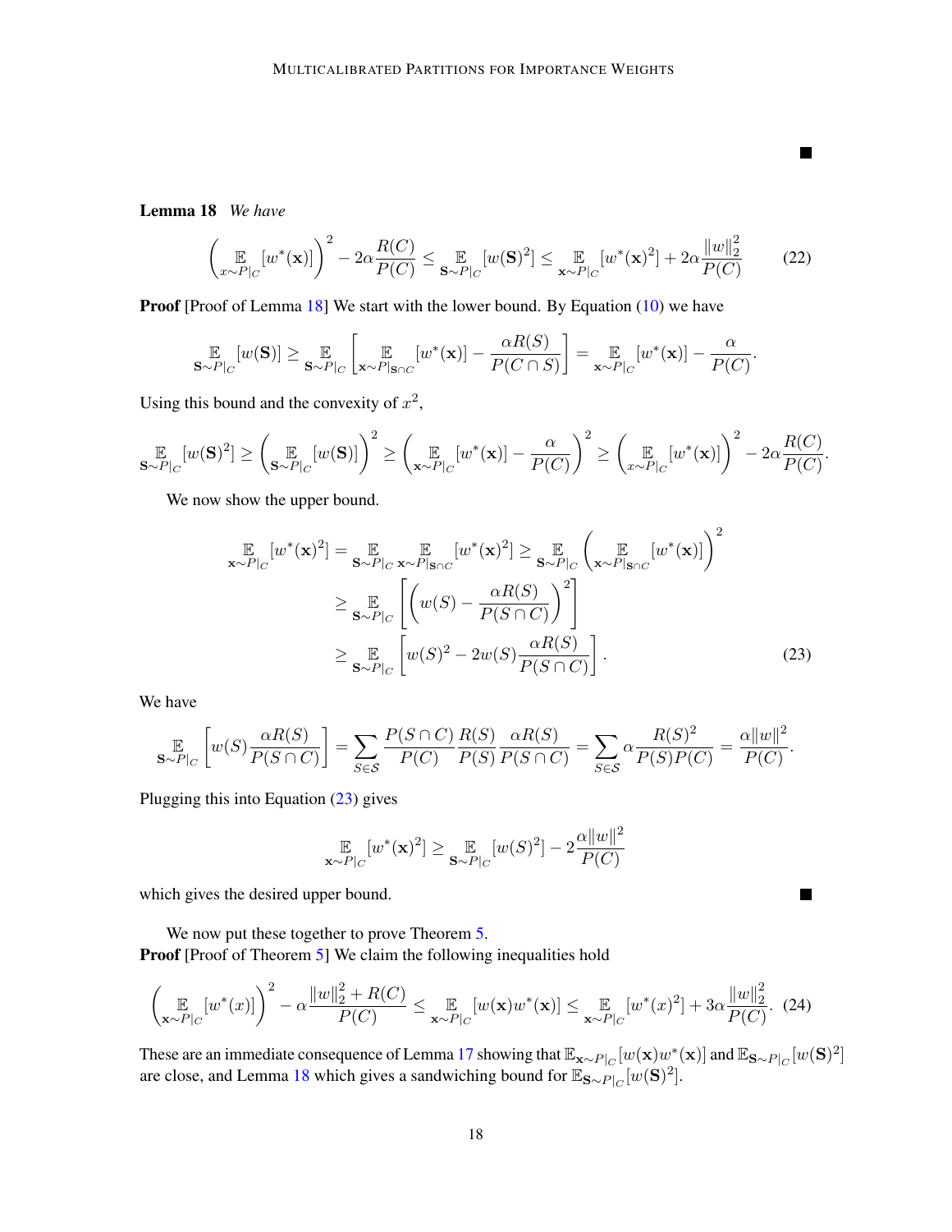■

**Lemma 18** *We have*

$$\left(\mathop{\mathbb{E}}_{x \sim P|_C}[w^*(\mathbf{x})]\right)^2 - 2\alpha\frac{R(C)}{P(C)} \leq \mathop{\mathbb{E}}_{\mathbf{S} \sim P|_C}[w(\mathbf{S})^2] \leq \mathop{\mathbb{E}}_{\mathbf{x} \sim P|_C}[w^*(\mathbf{x})^2] + 2\alpha\frac{\|w\|_2^2}{P(C)} \tag{22}$$

**Proof** [Proof of Lemma 18] We start with the lower bound. By Equation (10) we have

$$\mathop{\mathbb{E}}_{\mathbf{S} \sim P|_C}[w(\mathbf{S})] \geq \mathop{\mathbb{E}}_{\mathbf{S} \sim P|_C}\left[\mathop{\mathbb{E}}_{\mathbf{x} \sim P|_{\mathbf{S} \cap C}}[w^*(\mathbf{x})] - \frac{\alpha R(S)}{P(C \cap S)}\right] = \mathop{\mathbb{E}}_{\mathbf{x} \sim P|_C}[w^*(\mathbf{x})] - \frac{\alpha}{P(C)}.$$

Using this bound and the convexity of $x^2$,

$$\mathop{\mathbb{E}}_{\mathbf{S} \sim P|_C}[w(\mathbf{S})^2] \geq \left(\mathop{\mathbb{E}}_{\mathbf{S} \sim P|_C}[w(\mathbf{S})]\right)^2 \geq \left(\mathop{\mathbb{E}}_{\mathbf{x} \sim P|_C}[w^*(\mathbf{x})] - \frac{\alpha}{P(C)}\right)^2 \geq \left(\mathop{\mathbb{E}}_{x \sim P|_C}[w^*(\mathbf{x})]\right)^2 - 2\alpha\frac{R(C)}{P(C)}.$$

We now show the upper bound.

$$\begin{aligned}
\mathop{\mathbb{E}}_{\mathbf{x} \sim P|_C}[w^*(\mathbf{x})^2] &= \mathop{\mathbb{E}}_{\mathbf{S} \sim P|_C}\mathop{\mathbb{E}}_{\mathbf{x} \sim P|_{\mathbf{S} \cap C}}[w^*(\mathbf{x})^2] \geq \mathop{\mathbb{E}}_{\mathbf{S} \sim P|_C}\left(\mathop{\mathbb{E}}_{\mathbf{x} \sim P|_{\mathbf{S} \cap C}}[w^*(\mathbf{x})]\right)^2 \\
&\geq \mathop{\mathbb{E}}_{\mathbf{S} \sim P|_C}\left[\left(w(S) - \frac{\alpha R(S)}{P(S \cap C)}\right)^2\right] \\
&\geq \mathop{\mathbb{E}}_{\mathbf{S} \sim P|_C}\left[w(S)^2 - 2w(S)\frac{\alpha R(S)}{P(S \cap C)}\right].
\end{aligned} \tag{23}$$

We have

$$\mathop{\mathbb{E}}_{\mathbf{S} \sim P|_C}\left[w(S)\frac{\alpha R(S)}{P(S \cap C)}\right] = \sum_{S \in \mathcal{S}} \frac{P(S \cap C)}{P(C)}\frac{R(S)}{P(S)}\frac{\alpha R(S)}{P(S \cap C)} = \sum_{S \in \mathcal{S}} \alpha\frac{R(S)^2}{P(S)P(C)} = \frac{\alpha\|w\|^2}{P(C)}.$$

Plugging this into Equation (23) gives

$$\mathop{\mathbb{E}}_{\mathbf{x} \sim P|_C}[w^*(\mathbf{x})^2] \geq \mathop{\mathbb{E}}_{\mathbf{S} \sim P|_C}[w(S)^2] - 2\frac{\alpha\|w\|^2}{P(C)}$$

which gives the desired upper bound. ■

We now put these together to prove Theorem 5.

**Proof** [Proof of Theorem 5] We claim the following inequalities hold

$$\left(\mathop{\mathbb{E}}_{\mathbf{x} \sim P|_C}[w^*(x)]\right)^2 - \alpha\frac{\|w\|_2^2 + R(C)}{P(C)} \leq \mathop{\mathbb{E}}_{\mathbf{x} \sim P|_C}[w(\mathbf{x})w^*(\mathbf{x})] \leq \mathop{\mathbb{E}}_{\mathbf{x} \sim P|_C}[w^*(x)^2] + 3\alpha\frac{\|w\|_2^2}{P(C)}. \tag{24}$$

These are an immediate consequence of Lemma 17 showing that $\mathbb{E}_{\mathbf{x} \sim P|_C}[w(\mathbf{x})w^*(\mathbf{x})]$ and $\mathbb{E}_{\mathbf{S} \sim P|_C}[w(\mathbf{S})^2]$ are close, and Lemma 18 which gives a sandwiching bound for $\mathbb{E}_{\mathbf{S} \sim P|_C}[w(\mathbf{S})^2]$.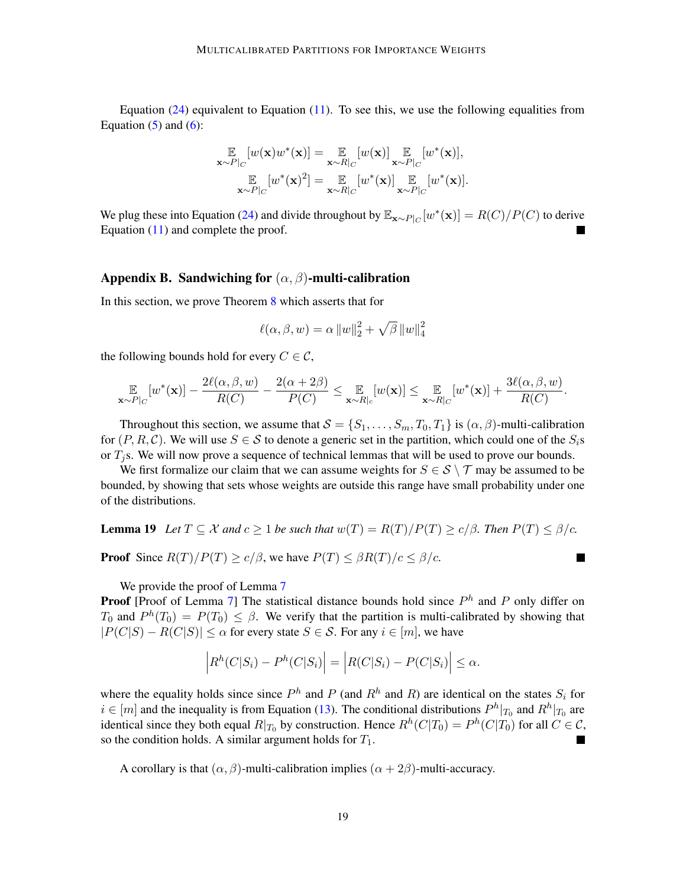Equation (24) equivalent to Equation (11). To see this, we use the following equalities from Equation (5) and (6):

$$\mathop{\mathbb{E}}_{\mathbf{x}\sim P|_C}[w(\mathbf{x})w^*(\mathbf{x})] = \mathop{\mathbb{E}}_{\mathbf{x}\sim R|_C}[w(\mathbf{x})] \mathop{\mathbb{E}}_{\mathbf{x}\sim P|_C}[w^*(\mathbf{x})],$$
$$\mathop{\mathbb{E}}_{\mathbf{x}\sim P|_C}[w^*(\mathbf{x})^2] = \mathop{\mathbb{E}}_{\mathbf{x}\sim R|_C}[w^*(\mathbf{x})] \mathop{\mathbb{E}}_{\mathbf{x}\sim P|_C}[w^*(\mathbf{x})].$$

We plug these into Equation (24) and divide throughout by $\mathbb{E}_{\mathbf{x}\sim P|_C}[w^*(\mathbf{x})] = R(C)/P(C)$ to derive Equation (11) and complete the proof. ■

## Appendix B. Sandwiching for $(\alpha, \beta)$-multi-calibration

In this section, we prove Theorem 8 which asserts that for

$$\ell(\alpha, \beta, w) = \alpha \|w\|_2^2 + \sqrt{\beta}\, \|w\|_4^2$$

the following bounds hold for every $C \in \mathcal{C}$,

$$\mathop{\mathbb{E}}_{\mathbf{x}\sim P|_C}[w^*(\mathbf{x})] - \frac{2\ell(\alpha,\beta,w)}{R(C)} - \frac{2(\alpha + 2\beta)}{P(C)} \leq \mathop{\mathbb{E}}_{\mathbf{x}\sim R|_c}[w(\mathbf{x})] \leq \mathop{\mathbb{E}}_{\mathbf{x}\sim R|_C}[w^*(\mathbf{x})] + \frac{3\ell(\alpha,\beta,w)}{R(C)}.$$

Throughout this section, we assume that $\mathcal{S} = \{S_1, \ldots, S_m, T_0, T_1\}$ is $(\alpha, \beta)$-multi-calibration for $(P, R, \mathcal{C})$. We will use $S \in \mathcal{S}$ to denote a generic set in the partition, which could one of the $S_i$s or $T_j$s. We will now prove a sequence of technical lemmas that will be used to prove our bounds.

We first formalize our claim that we can assume weights for $S \in \mathcal{S} \setminus \mathcal{T}$ may be assumed to be bounded, by showing that sets whose weights are outside this range have small probability under one of the distributions.

**Lemma 19** *Let $T \subseteq \mathcal{X}$ and $c \geq 1$ be such that $w(T) = R(T)/P(T) \geq c/\beta$. Then $P(T) \leq \beta/c$.*

**Proof** Since $R(T)/P(T) \geq c/\beta$, we have $P(T) \leq \beta R(T)/c \leq \beta/c$. ■

We provide the proof of Lemma 7

**Proof** [Proof of Lemma 7] The statistical distance bounds hold since $P^h$ and $P$ only differ on $T_0$ and $P^h(T_0) = P(T_0) \leq \beta$. We verify that the partition is multi-calibrated by showing that $|P(C|S) - R(C|S)| \leq \alpha$ for every state $S \in \mathcal{S}$. For any $i \in [m]$, we have

$$\left| R^h(C|S_i) - P^h(C|S_i) \right| = \left| R(C|S_i) - P(C|S_i) \right| \leq \alpha.$$

where the equality holds since since $P^h$ and $P$ (and $R^h$ and $R$) are identical on the states $S_i$ for $i \in [m]$ and the inequality is from Equation (13). The conditional distributions $P^h|_{T_0}$ and $R^h|_{T_0}$ are identical since they both equal $R|_{T_0}$ by construction. Hence $R^h(C|T_0) = P^h(C|T_0)$ for all $C \in \mathcal{C}$, so the condition holds. A similar argument holds for $T_1$. ■

A corollary is that $(\alpha, \beta)$-multi-calibration implies $(\alpha + 2\beta)$-multi-accuracy.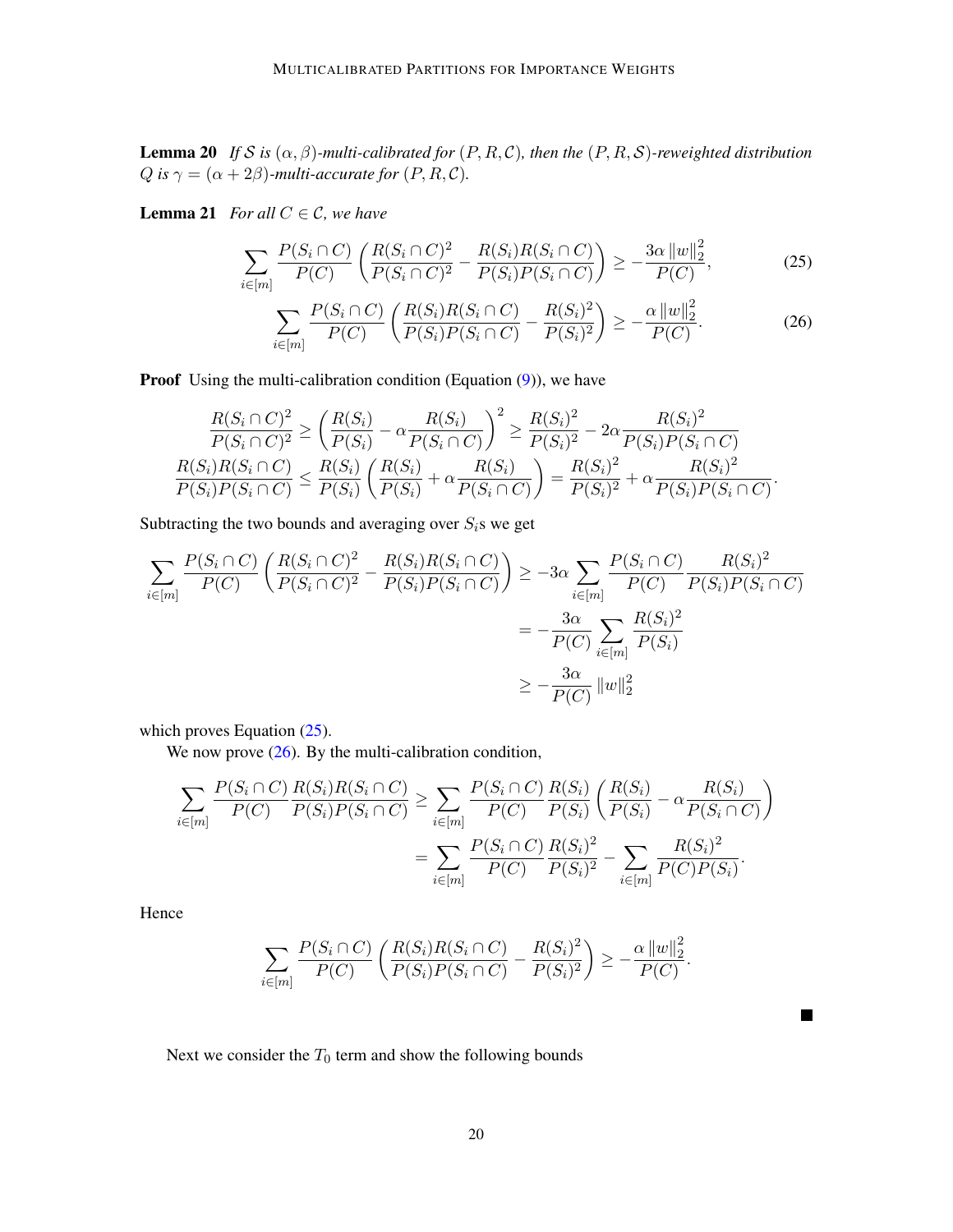**Lemma 20** *If $\mathcal{S}$ is $(\alpha, \beta)$-multi-calibrated for $(P, R, \mathcal{C})$, then the $(P, R, \mathcal{S})$-reweighted distribution $Q$ is $\gamma = (\alpha + 2\beta)$-multi-accurate for $(P, R, \mathcal{C})$.*

**Lemma 21** *For all $C \in \mathcal{C}$, we have*

$$\sum_{i \in [m]} \frac{P(S_i \cap C)}{P(C)} \left( \frac{R(S_i \cap C)^2}{P(S_i \cap C)^2} - \frac{R(S_i) R(S_i \cap C)}{P(S_i) P(S_i \cap C)} \right) \geq -\frac{3\alpha \left\| w \right\|_2^2}{P(C)}, \tag{25}$$

$$\sum_{i \in [m]} \frac{P(S_i \cap C)}{P(C)} \left( \frac{R(S_i) R(S_i \cap C)}{P(S_i) P(S_i \cap C)} - \frac{R(S_i)^2}{P(S_i)^2} \right) \geq -\frac{\alpha \left\| w \right\|_2^2}{P(C)}. \tag{26}$$

**Proof** Using the multi-calibration condition (Equation (9)), we have

$$\frac{R(S_i \cap C)^2}{P(S_i \cap C)^2} \geq \left( \frac{R(S_i)}{P(S_i)} - \alpha \frac{R(S_i)}{P(S_i \cap C)} \right)^2 \geq \frac{R(S_i)^2}{P(S_i)^2} - 2\alpha \frac{R(S_i)^2}{P(S_i) P(S_i \cap C)}$$

$$\frac{R(S_i) R(S_i \cap C)}{P(S_i) P(S_i \cap C)} \leq \frac{R(S_i)}{P(S_i)} \left( \frac{R(S_i)}{P(S_i)} + \alpha \frac{R(S_i)}{P(S_i \cap C)} \right) = \frac{R(S_i)^2}{P(S_i)^2} + \alpha \frac{R(S_i)^2}{P(S_i) P(S_i \cap C)}.$$

Subtracting the two bounds and averaging over $S_i$s we get

$$\begin{aligned}
\sum_{i \in [m]} \frac{P(S_i \cap C)}{P(C)} \left( \frac{R(S_i \cap C)^2}{P(S_i \cap C)^2} - \frac{R(S_i) R(S_i \cap C)}{P(S_i) P(S_i \cap C)} \right) &\geq -3\alpha \sum_{i \in [m]} \frac{P(S_i \cap C)}{P(C)} \frac{R(S_i)^2}{P(S_i) P(S_i \cap C)} \\
&= -\frac{3\alpha}{P(C)} \sum_{i \in [m]} \frac{R(S_i)^2}{P(S_i)} \\
&\geq -\frac{3\alpha}{P(C)} \left\| w \right\|_2^2
\end{aligned}$$

which proves Equation (25).

We now prove (26). By the multi-calibration condition,

$$\begin{aligned}
\sum_{i \in [m]} \frac{P(S_i \cap C)}{P(C)} \frac{R(S_i) R(S_i \cap C)}{P(S_i) P(S_i \cap C)} &\geq \sum_{i \in [m]} \frac{P(S_i \cap C)}{P(C)} \frac{R(S_i)}{P(S_i)} \left( \frac{R(S_i)}{P(S_i)} - \alpha \frac{R(S_i)}{P(S_i \cap C)} \right) \\
&= \sum_{i \in [m]} \frac{P(S_i \cap C)}{P(C)} \frac{R(S_i)^2}{P(S_i)^2} - \sum_{i \in [m]} \frac{R(S_i)^2}{P(C) P(S_i)}.
\end{aligned}$$

Hence

$$\sum_{i \in [m]} \frac{P(S_i \cap C)}{P(C)} \left( \frac{R(S_i) R(S_i \cap C)}{P(S_i) P(S_i \cap C)} - \frac{R(S_i)^2}{P(S_i)^2} \right) \geq -\frac{\alpha \left\| w \right\|_2^2}{P(C)}.$$

∎

Next we consider the $T_0$ term and show the following bounds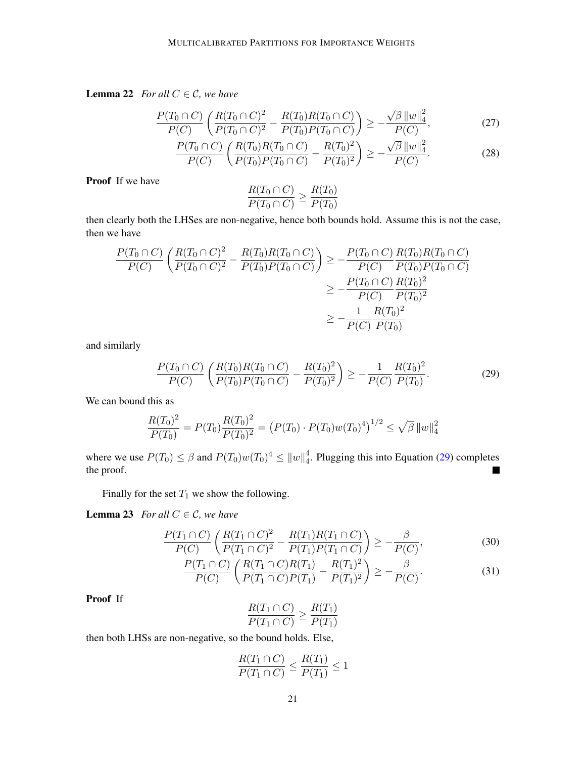**Lemma 22** *For all $C \in \mathcal{C}$, we have*

$$\frac{P(T_0 \cap C)}{P(C)} \left( \frac{R(T_0 \cap C)^2}{P(T_0 \cap C)^2} - \frac{R(T_0)R(T_0 \cap C)}{P(T_0)P(T_0 \cap C)} \right) \geq -\frac{\sqrt{\beta}\,\|w\|_4^2}{P(C)}, \tag{27}$$

$$\frac{P(T_0 \cap C)}{P(C)} \left( \frac{R(T_0)R(T_0 \cap C)}{P(T_0)P(T_0 \cap C)} - \frac{R(T_0)^2}{P(T_0)^2} \right) \geq -\frac{\sqrt{\beta}\,\|w\|_4^2}{P(C)}. \tag{28}$$

**Proof** If we have

$$\frac{R(T_0 \cap C)}{P(T_0 \cap C)} \geq \frac{R(T_0)}{P(T_0)}$$

then clearly both the LHSes are non-negative, hence both bounds hold. Assume this is not the case, then we have

$$\begin{aligned}
\frac{P(T_0 \cap C)}{P(C)} \left( \frac{R(T_0 \cap C)^2}{P(T_0 \cap C)^2} - \frac{R(T_0)R(T_0 \cap C)}{P(T_0)P(T_0 \cap C)} \right) &\geq -\frac{P(T_0 \cap C)}{P(C)} \frac{R(T_0)R(T_0 \cap C)}{P(T_0)P(T_0 \cap C)} \\
&\geq -\frac{P(T_0 \cap C)}{P(C)} \frac{R(T_0)^2}{P(T_0)^2} \\
&\geq -\frac{1}{P(C)} \frac{R(T_0)^2}{P(T_0)}
\end{aligned}$$

and similarly

$$\frac{P(T_0 \cap C)}{P(C)} \left( \frac{R(T_0)R(T_0 \cap C)}{P(T_0)P(T_0 \cap C)} - \frac{R(T_0)^2}{P(T_0)^2} \right) \geq -\frac{1}{P(C)} \frac{R(T_0)^2}{P(T_0)}. \tag{29}$$

We can bound this as

$$\frac{R(T_0)^2}{P(T_0)} = P(T_0) \frac{R(T_0)^2}{P(T_0)^2} = \left( P(T_0) \cdot P(T_0) w(T_0)^4 \right)^{1/2} \leq \sqrt{\beta}\, \|w\|_4^2$$

where we use $P(T_0) \leq \beta$ and $P(T_0) w(T_0)^4 \leq \|w\|_4^4$. Plugging this into Equation (29) completes the proof. ∎

Finally for the set $T_1$ we show the following.

**Lemma 23** *For all $C \in \mathcal{C}$, we have*

$$\frac{P(T_1 \cap C)}{P(C)} \left( \frac{R(T_1 \cap C)^2}{P(T_1 \cap C)^2} - \frac{R(T_1)R(T_1 \cap C)}{P(T_1)P(T_1 \cap C)} \right) \geq -\frac{\beta}{P(C)}, \tag{30}$$

$$\frac{P(T_1 \cap C)}{P(C)} \left( \frac{R(T_1 \cap C)R(T_1)}{P(T_1 \cap C)P(T_1)} - \frac{R(T_1)^2}{P(T_1)^2} \right) \geq -\frac{\beta}{P(C)}. \tag{31}$$

**Proof** If

$$\frac{R(T_1 \cap C)}{P(T_1 \cap C)} \geq \frac{R(T_1)}{P(T_1)}$$

then both LHSs are non-negative, so the bound holds. Else,

$$\frac{R(T_1 \cap C)}{P(T_1 \cap C)} \leq \frac{R(T_1)}{P(T_1)} \leq 1$$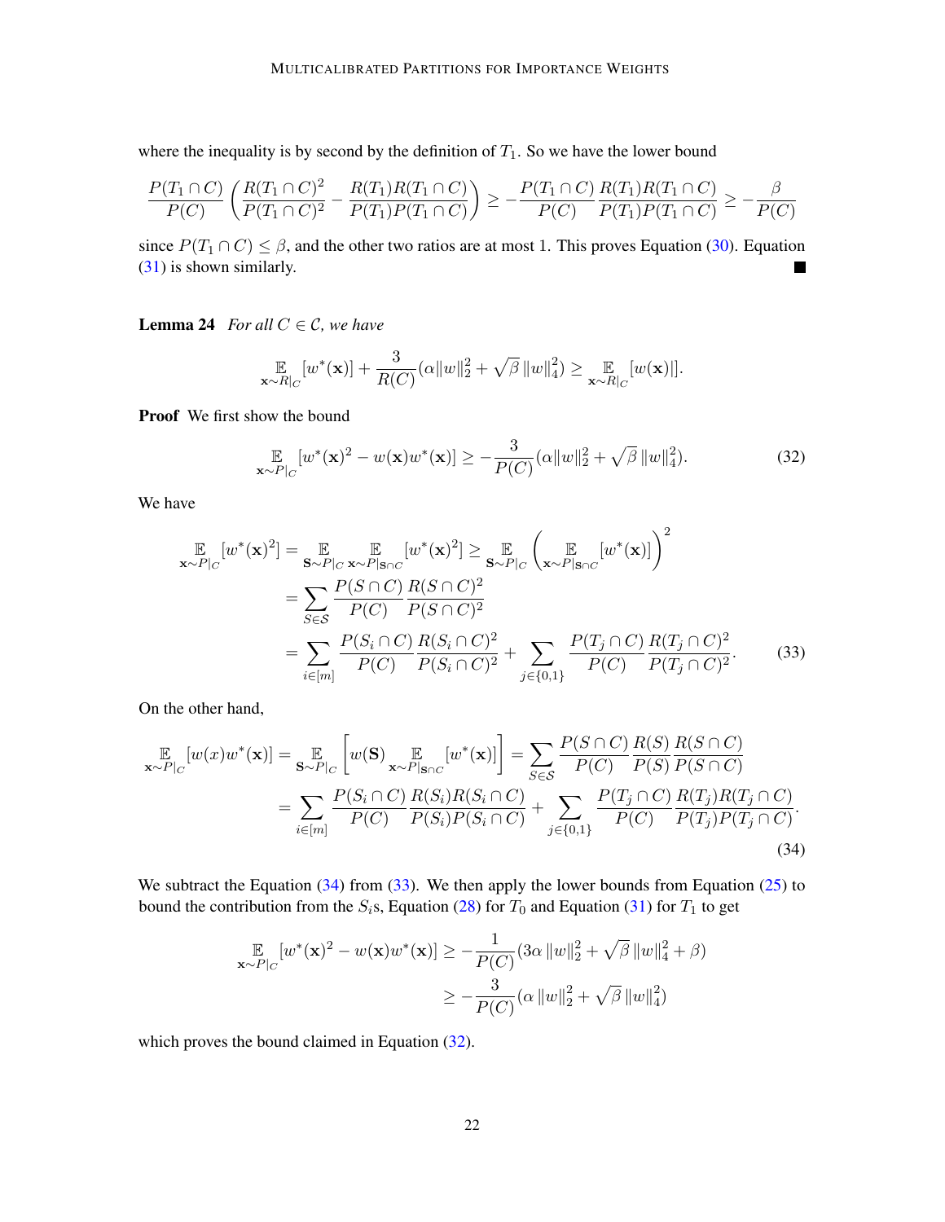where the inequality is by second by the definition of $T_1$. So we have the lower bound

$$\frac{P(T_1 \cap C)}{P(C)} \left( \frac{R(T_1 \cap C)^2}{P(T_1 \cap C)^2} - \frac{R(T_1)R(T_1 \cap C)}{P(T_1)P(T_1 \cap C)} \right) \geq -\frac{P(T_1 \cap C)}{P(C)} \frac{R(T_1)R(T_1 \cap C)}{P(T_1)P(T_1 \cap C)} \geq -\frac{\beta}{P(C)}$$

since $P(T_1 \cap C) \leq \beta$, and the other two ratios are at most 1. This proves Equation (30). Equation (31) is shown similarly. ∎

**Lemma 24** *For all $C \in \mathcal{C}$, we have*

$$\mathop{\mathbb{E}}_{\mathbf{x} \sim R|_C}[w^*(\mathbf{x})] + \frac{3}{R(C)}(\alpha \|w\|_2^2 + \sqrt{\beta}\, \|w\|_4^2) \geq \mathop{\mathbb{E}}_{\mathbf{x} \sim R|_C}[w(\mathbf{x})].$$

**Proof** We first show the bound

$$\mathop{\mathbb{E}}_{\mathbf{x} \sim P|_C}[w^*(\mathbf{x})^2 - w(\mathbf{x})w^*(\mathbf{x})] \geq -\frac{3}{P(C)}(\alpha \|w\|_2^2 + \sqrt{\beta}\, \|w\|_4^2). \tag{32}$$

We have

$$\begin{aligned}
\mathop{\mathbb{E}}_{\mathbf{x} \sim P|_C}[w^*(\mathbf{x})^2] &= \mathop{\mathbb{E}}_{\mathbf{S} \sim P|_C} \mathop{\mathbb{E}}_{\mathbf{x} \sim P|_{\mathbf{S} \cap C}}[w^*(\mathbf{x})^2] \geq \mathop{\mathbb{E}}_{\mathbf{S} \sim P|_C} \left( \mathop{\mathbb{E}}_{\mathbf{x} \sim P|_{\mathbf{S} \cap C}}[w^*(\mathbf{x})] \right)^2 \\
&= \sum_{S \in \mathcal{S}} \frac{P(S \cap C)}{P(C)} \frac{R(S \cap C)^2}{P(S \cap C)^2} \\
&= \sum_{i \in [m]} \frac{P(S_i \cap C)}{P(C)} \frac{R(S_i \cap C)^2}{P(S_i \cap C)^2} + \sum_{j \in \{0,1\}} \frac{P(T_j \cap C)}{P(C)} \frac{R(T_j \cap C)^2}{P(T_j \cap C)^2}.
\end{aligned} \tag{33}$$

On the other hand,

$$\begin{aligned}
\mathop{\mathbb{E}}_{\mathbf{x} \sim P|_C}[w(x)w^*(\mathbf{x})] &= \mathop{\mathbb{E}}_{\mathbf{S} \sim P|_C}\left[ w(\mathbf{S}) \mathop{\mathbb{E}}_{\mathbf{x} \sim P|_{\mathbf{S} \cap C}}[w^*(\mathbf{x})] \right] = \sum_{S \in \mathcal{S}} \frac{P(S \cap C)}{P(C)} \frac{R(S)}{P(S)} \frac{R(S \cap C)}{P(S \cap C)} \\
&= \sum_{i \in [m]} \frac{P(S_i \cap C)}{P(C)} \frac{R(S_i)R(S_i \cap C)}{P(S_i)P(S_i \cap C)} + \sum_{j \in \{0,1\}} \frac{P(T_j \cap C)}{P(C)} \frac{R(T_j)R(T_j \cap C)}{P(T_j)P(T_j \cap C)}.
\end{aligned} \tag{34}$$

We subtract the Equation (34) from (33). We then apply the lower bounds from Equation (25) to bound the contribution from the $S_i$s, Equation (28) for $T_0$ and Equation (31) for $T_1$ to get

$$\begin{aligned}
\mathop{\mathbb{E}}_{\mathbf{x} \sim P|_C}[w^*(\mathbf{x})^2 - w(\mathbf{x})w^*(\mathbf{x})] &\geq -\frac{1}{P(C)}(3\alpha \|w\|_2^2 + \sqrt{\beta}\, \|w\|_4^2 + \beta) \\
&\geq -\frac{3}{P(C)}(\alpha \|w\|_2^2 + \sqrt{\beta}\, \|w\|_4^2)
\end{aligned}$$

which proves the bound claimed in Equation (32).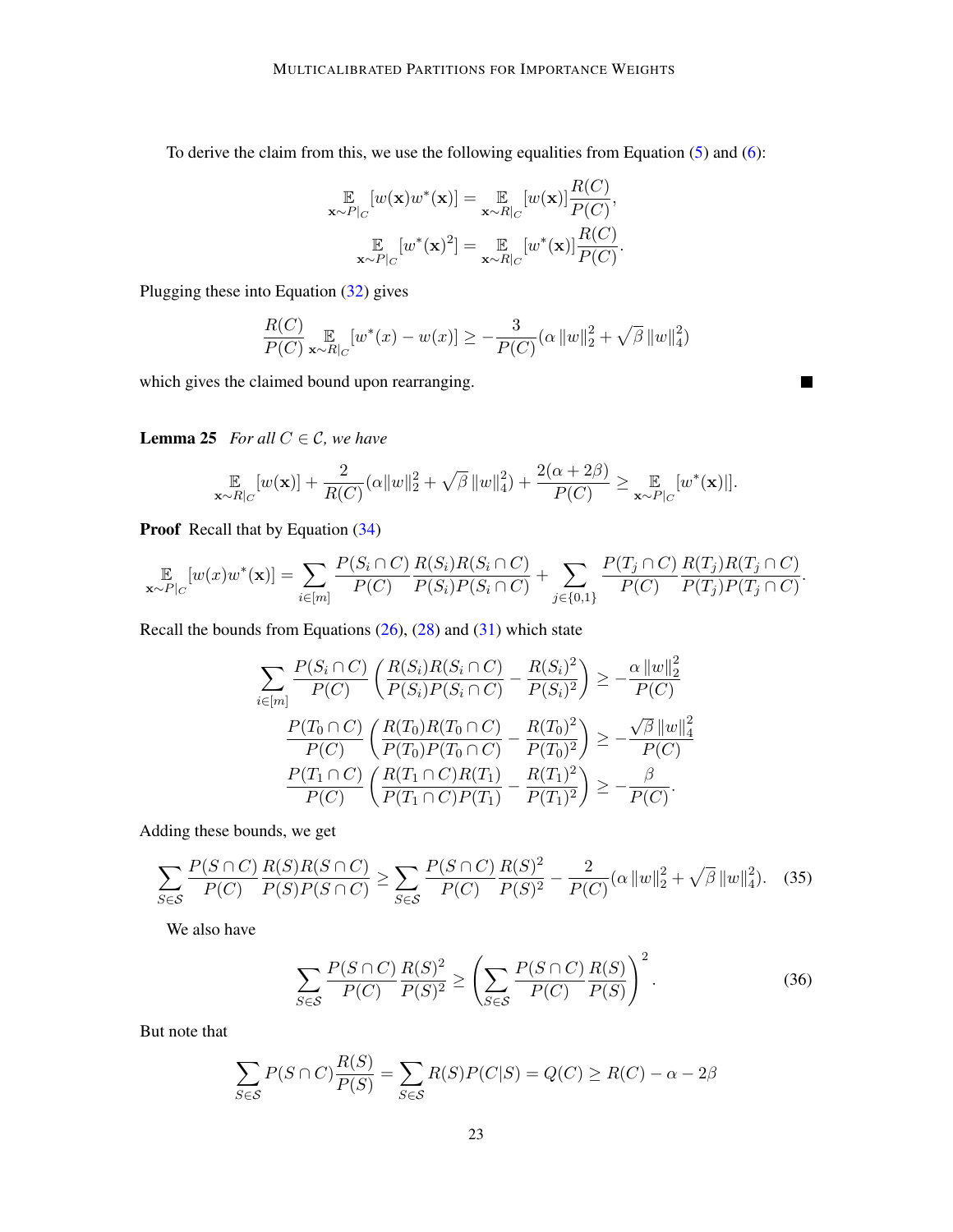To derive the claim from this, we use the following equalities from Equation (5) and (6):

$$\mathop{\mathbb{E}}_{\mathbf{x}\sim P|_C}[w(\mathbf{x})w^*(\mathbf{x})] = \mathop{\mathbb{E}}_{\mathbf{x}\sim R|_C}[w(\mathbf{x})]\frac{R(C)}{P(C)},$$

$$\mathop{\mathbb{E}}_{\mathbf{x}\sim P|_C}[w^*(\mathbf{x})^2] = \mathop{\mathbb{E}}_{\mathbf{x}\sim R|_C}[w^*(\mathbf{x})]\frac{R(C)}{P(C)}.$$

Plugging these into Equation (32) gives

$$\frac{R(C)}{P(C)}\mathop{\mathbb{E}}_{\mathbf{x}\sim R|_C}[w^*(x) - w(x)] \geq -\frac{3}{P(C)}(\alpha\left\lVert w\right\rVert_2^2 + \sqrt{\beta}\left\lVert w\right\rVert_4^2)$$

which gives the claimed bound upon rearranging. ■

**Lemma 25** *For all $C \in \mathcal{C}$, we have*

$$\mathop{\mathbb{E}}_{\mathbf{x}\sim R|_C}[w(\mathbf{x})] + \frac{2}{R(C)}(\alpha\|w\|_2^2 + \sqrt{\beta}\left\lVert w\right\rVert_4^2) + \frac{2(\alpha+2\beta)}{P(C)} \geq \mathop{\mathbb{E}}_{\mathbf{x}\sim P|_C}[w^*(\mathbf{x})|].$$

**Proof** Recall that by Equation (34)

$$\mathop{\mathbb{E}}_{\mathbf{x}\sim P|_C}[w(x)w^*(\mathbf{x})] = \sum_{i\in[m]}\frac{P(S_i\cap C)}{P(C)}\frac{R(S_i)R(S_i\cap C)}{P(S_i)P(S_i\cap C)} + \sum_{j\in\{0,1\}}\frac{P(T_j\cap C)}{P(C)}\frac{R(T_j)R(T_j\cap C)}{P(T_j)P(T_j\cap C)}.$$

Recall the bounds from Equations (26), (28) and (31) which state

$$\sum_{i\in[m]}\frac{P(S_i\cap C)}{P(C)}\left(\frac{R(S_i)R(S_i\cap C)}{P(S_i)P(S_i\cap C)} - \frac{R(S_i)^2}{P(S_i)^2}\right) \geq -\frac{\alpha\left\lVert w\right\rVert_2^2}{P(C)}$$

$$\frac{P(T_0\cap C)}{P(C)}\left(\frac{R(T_0)R(T_0\cap C)}{P(T_0)P(T_0\cap C)} - \frac{R(T_0)^2}{P(T_0)^2}\right) \geq -\frac{\sqrt{\beta}\left\lVert w\right\rVert_4^2}{P(C)}$$

$$\frac{P(T_1\cap C)}{P(C)}\left(\frac{R(T_1\cap C)R(T_1)}{P(T_1\cap C)P(T_1)} - \frac{R(T_1)^2}{P(T_1)^2}\right) \geq -\frac{\beta}{P(C)}.$$

Adding these bounds, we get

$$\sum_{S\in\mathcal{S}}\frac{P(S\cap C)}{P(C)}\frac{R(S)R(S\cap C)}{P(S)P(S\cap C)} \geq \sum_{S\in\mathcal{S}}\frac{P(S\cap C)}{P(C)}\frac{R(S)^2}{P(S)^2} - \frac{2}{P(C)}(\alpha\left\lVert w\right\rVert_2^2 + \sqrt{\beta}\left\lVert w\right\rVert_4^2). \quad (35)$$

We also have

$$\sum_{S\in\mathcal{S}}\frac{P(S\cap C)}{P(C)}\frac{R(S)^2}{P(S)^2} \geq \left(\sum_{S\in\mathcal{S}}\frac{P(S\cap C)}{P(C)}\frac{R(S)}{P(S)}\right)^2. \quad (36)$$

But note that

$$\sum_{S\in\mathcal{S}}P(S\cap C)\frac{R(S)}{P(S)} = \sum_{S\in\mathcal{S}}R(S)P(C|S) = Q(C) \geq R(C) - \alpha - 2\beta$$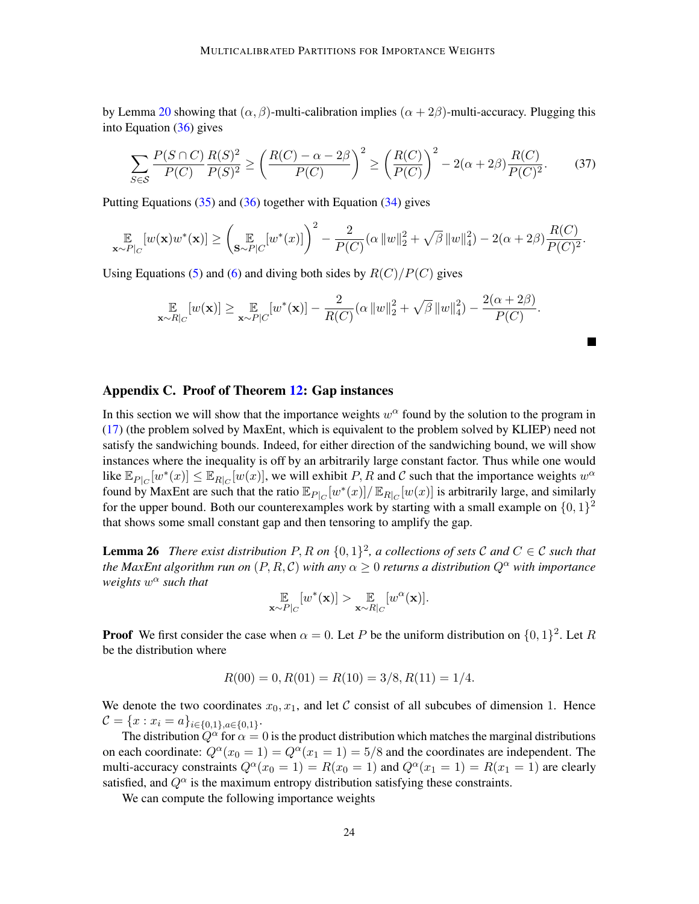by Lemma 20 showing that $(\alpha, \beta)$-multi-calibration implies $(\alpha + 2\beta)$-multi-accuracy. Plugging this into Equation (36) gives

$$\sum_{S \in \mathcal{S}} \frac{P(S \cap C)}{P(C)} \frac{R(S)^2}{P(S)^2} \geq \left( \frac{R(C) - \alpha - 2\beta}{P(C)} \right)^2 \geq \left( \frac{R(C)}{P(C)} \right)^2 - 2(\alpha + 2\beta) \frac{R(C)}{P(C)^2}. \tag{37}$$

Putting Equations (35) and (36) together with Equation (34) gives

$$\mathop{\mathbb{E}}_{\mathbf{x} \sim P|_C}[w(\mathbf{x}) w^*(\mathbf{x})] \geq \left( \mathop{\mathbb{E}}_{\mathbf{S} \sim P|_C}[w^*(x)] \right)^2 - \frac{2}{P(C)}(\alpha \|w\|_2^2 + \sqrt{\beta}\, \|w\|_4^2) - 2(\alpha + 2\beta) \frac{R(C)}{P(C)^2}.$$

Using Equations (5) and (6) and diving both sides by $R(C)/P(C)$ gives

$$\mathop{\mathbb{E}}_{\mathbf{x} \sim R|_C}[w(\mathbf{x})] \geq \mathop{\mathbb{E}}_{\mathbf{x} \sim P|_C}[w^*(\mathbf{x})] - \frac{2}{R(C)}(\alpha \|w\|_2^2 + \sqrt{\beta}\, \|w\|_4^2) - \frac{2(\alpha + 2\beta)}{P(C)}.$$

■

## Appendix C. Proof of Theorem 12: Gap instances

In this section we will show that the importance weights $w^\alpha$ found by the solution to the program in (17) (the problem solved by MaxEnt, which is equivalent to the problem solved by KLIEP) need not satisfy the sandwiching bounds. Indeed, for either direction of the sandwiching bound, we will show instances where the inequality is off by an arbitrarily large constant factor. Thus while one would like $\mathbb{E}_{P|_C}[w^*(x)] \leq \mathbb{E}_{R|_C}[w(x)]$, we will exhibit $P, R$ and $\mathcal{C}$ such that the importance weights $w^\alpha$ found by MaxEnt are such that the ratio $\mathbb{E}_{P|_C}[w^*(x)]/\mathbb{E}_{R|_C}[w(x)]$ is arbitrarily large, and similarly for the upper bound. Both our counterexamples work by starting with a small example on $\{0,1\}^2$ that shows some small constant gap and then tensoring to amplify the gap.

**Lemma 26** *There exist distribution $P, R$ on $\{0,1\}^2$, a collections of sets $\mathcal{C}$ and $C \in \mathcal{C}$ such that the MaxEnt algorithm run on $(P, R, \mathcal{C})$ with any $\alpha \geq 0$ returns a distribution $Q^\alpha$ with importance weights $w^\alpha$ such that*

$$\mathop{\mathbb{E}}_{\mathbf{x} \sim P|_C}[w^*(\mathbf{x})] > \mathop{\mathbb{E}}_{\mathbf{x} \sim R|_C}[w^\alpha(\mathbf{x})].$$

**Proof** We first consider the case when $\alpha = 0$. Let $P$ be the uniform distribution on $\{0,1\}^2$. Let $R$ be the distribution where

$$R(00) = 0, R(01) = R(10) = 3/8, R(11) = 1/4.$$

We denote the two coordinates $x_0, x_1$, and let $\mathcal{C}$ consist of all subcubes of dimension 1. Hence $\mathcal{C} = \{x : x_i = a\}_{i \in \{0,1\}, a \in \{0,1\}}$.

The distribution $Q^\alpha$ for $\alpha = 0$ is the product distribution which matches the marginal distributions on each coordinate: $Q^\alpha(x_0 = 1) = Q^\alpha(x_1 = 1) = 5/8$ and the coordinates are independent. The multi-accuracy constraints $Q^\alpha(x_0 = 1) = R(x_0 = 1)$ and $Q^\alpha(x_1 = 1) = R(x_1 = 1)$ are clearly satisfied, and $Q^\alpha$ is the maximum entropy distribution satisfying these constraints.

We can compute the following importance weights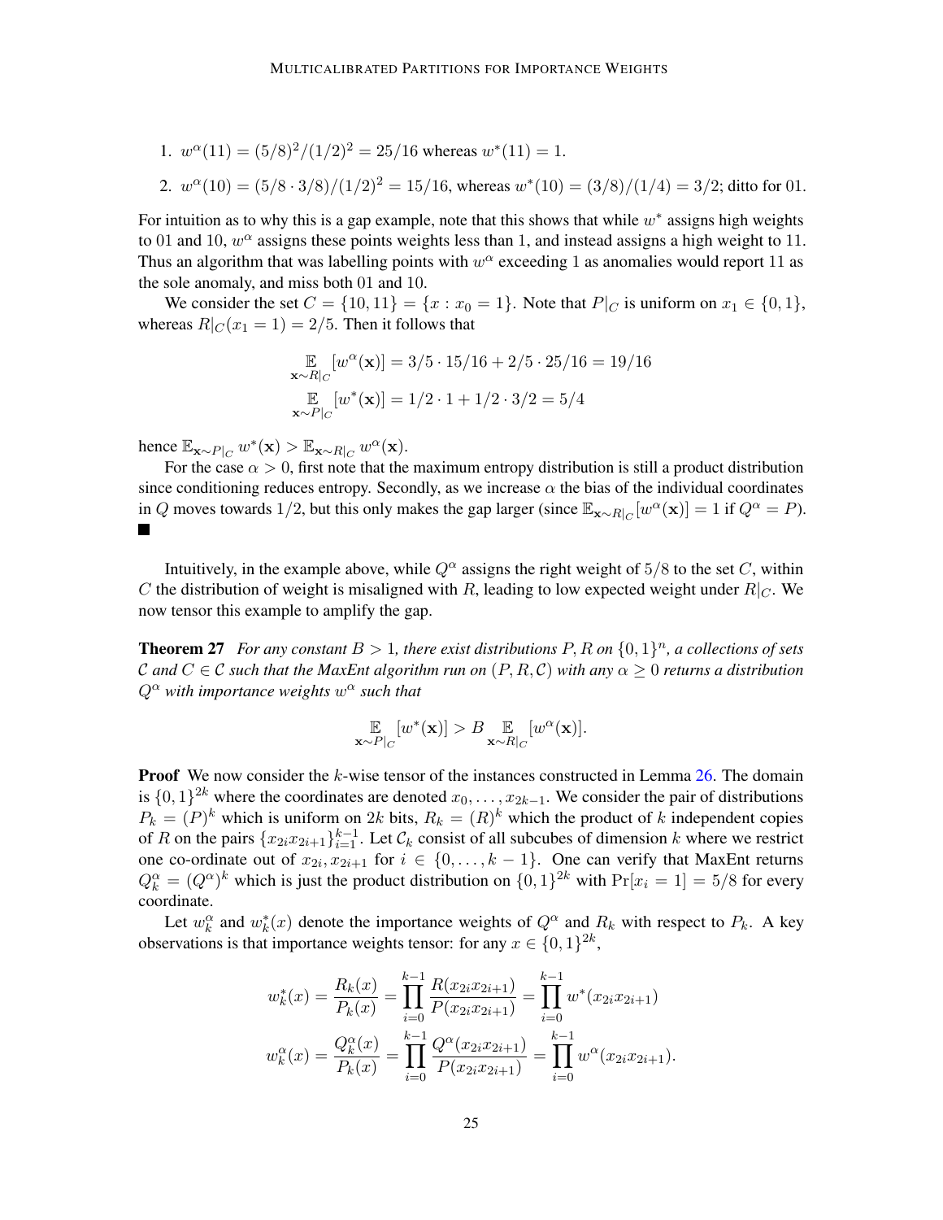1. $w^\alpha(11) = (5/8)^2/(1/2)^2 = 25/16$ whereas $w^*(11) = 1$.
2. $w^\alpha(10) = (5/8 \cdot 3/8)/(1/2)^2 = 15/16$, whereas $w^*(10) = (3/8)/(1/4) = 3/2$; ditto for 01.

For intuition as to why this is a gap example, note that this shows that while $w^*$ assigns high weights to 01 and 10, $w^\alpha$ assigns these points weights less than 1, and instead assigns a high weight to 11. Thus an algorithm that was labelling points with $w^\alpha$ exceeding 1 as anomalies would report 11 as the sole anomaly, and miss both 01 and 10.

We consider the set $C = \{10, 11\} = \{x : x_0 = 1\}$. Note that $P|_C$ is uniform on $x_1 \in \{0, 1\}$, whereas $R|_C(x_1 = 1) = 2/5$. Then it follows that

$$\mathop{\mathbb{E}}_{\mathbf{x}\sim R|_C}[w^\alpha(\mathbf{x})] = 3/5 \cdot 15/16 + 2/5 \cdot 25/16 = 19/16$$

$$\mathop{\mathbb{E}}_{\mathbf{x}\sim P|_C}[w^*(\mathbf{x})] = 1/2 \cdot 1 + 1/2 \cdot 3/2 = 5/4$$

hence $\mathbb{E}_{\mathbf{x}\sim P|_C} w^*(\mathbf{x}) > \mathbb{E}_{\mathbf{x}\sim R|_C} w^\alpha(\mathbf{x})$.

For the case $\alpha > 0$, first note that the maximum entropy distribution is still a product distribution since conditioning reduces entropy. Secondly, as we increase $\alpha$ the bias of the individual coordinates in $Q$ moves towards $1/2$, but this only makes the gap larger (since $\mathbb{E}_{\mathbf{x}\sim R|_C}[w^\alpha(\mathbf{x})] = 1$ if $Q^\alpha = P$). ■

Intuitively, in the example above, while $Q^\alpha$ assigns the right weight of $5/8$ to the set $C$, within $C$ the distribution of weight is misaligned with $R$, leading to low expected weight under $R|_C$. We now tensor this example to amplify the gap.

**Theorem 27** *For any constant $B > 1$, there exist distributions $P, R$ on $\{0, 1\}^n$, a collections of sets $\mathcal{C}$ and $C \in \mathcal{C}$ such that the MaxEnt algorithm run on $(P, R, \mathcal{C})$ with any $\alpha \geq 0$ returns a distribution $Q^\alpha$ with importance weights $w^\alpha$ such that*

$$\mathop{\mathbb{E}}_{\mathbf{x}\sim P|_C}[w^*(\mathbf{x})] > B \mathop{\mathbb{E}}_{\mathbf{x}\sim R|_C}[w^\alpha(\mathbf{x})].$$

**Proof** We now consider the $k$-wise tensor of the instances constructed in Lemma 26. The domain is $\{0, 1\}^{2k}$ where the coordinates are denoted $x_0, \ldots, x_{2k-1}$. We consider the pair of distributions $P_k = (P)^k$ which is uniform on $2k$ bits, $R_k = (R)^k$ which the product of $k$ independent copies of $R$ on the pairs $\{x_{2i}x_{2i+1}\}_{i=1}^{k-1}$. Let $\mathcal{C}_k$ consist of all subcubes of dimension $k$ where we restrict one co-ordinate out of $x_{2i}, x_{2i+1}$ for $i \in \{0, \ldots, k-1\}$. One can verify that MaxEnt returns $Q_k^\alpha = (Q^\alpha)^k$ which is just the product distribution on $\{0, 1\}^{2k}$ with $\Pr[x_i = 1] = 5/8$ for every coordinate.

Let $w_k^\alpha$ and $w_k^*(x)$ denote the importance weights of $Q^\alpha$ and $R_k$ with respect to $P_k$. A key observations is that importance weights tensor: for any $x \in \{0, 1\}^{2k}$,

$$w_k^*(x) = \frac{R_k(x)}{P_k(x)} = \prod_{i=0}^{k-1} \frac{R(x_{2i}x_{2i+1})}{P(x_{2i}x_{2i+1})} = \prod_{i=0}^{k-1} w^*(x_{2i}x_{2i+1})$$

$$w_k^\alpha(x) = \frac{Q_k^\alpha(x)}{P_k(x)} = \prod_{i=0}^{k-1} \frac{Q^\alpha(x_{2i}x_{2i+1})}{P(x_{2i}x_{2i+1})} = \prod_{i=0}^{k-1} w^\alpha(x_{2i}x_{2i+1}).$$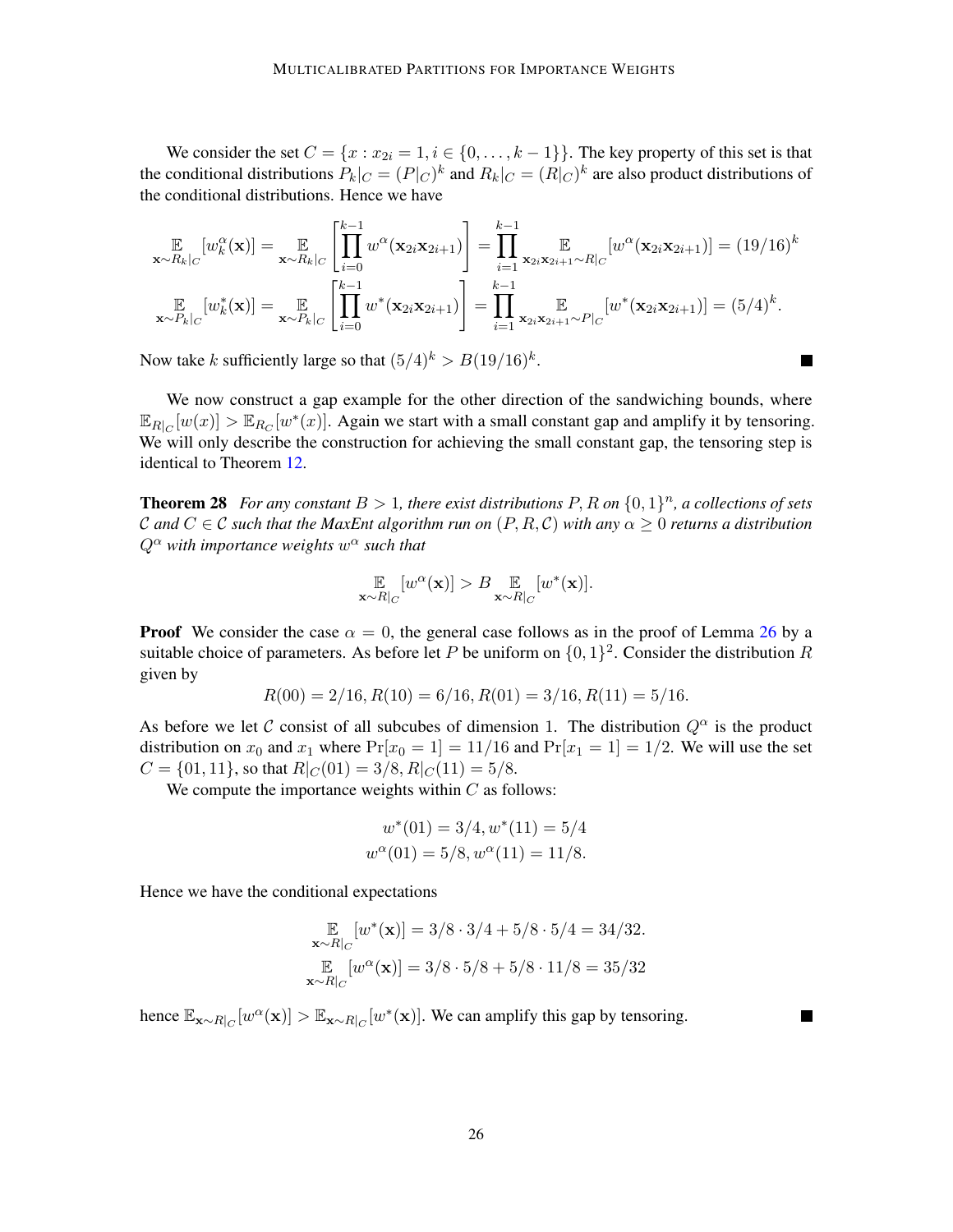We consider the set $C = \{x : x_{2i} = 1, i \in \{0, \dots, k-1\}\}$. The key property of this set is that the conditional distributions $P_k|_C = (P|_C)^k$ and $R_k|_C = (R|_C)^k$ are also product distributions of the conditional distributions. Hence we have

$$
\mathop{\mathbb{E}}_{\mathbf{x} \sim R_k|_C}[w_k^\alpha(\mathbf{x})] = \mathop{\mathbb{E}}_{\mathbf{x} \sim R_k|_C}\left[\prod_{i=0}^{k-1} w^\alpha(\mathbf{x}_{2i}\mathbf{x}_{2i+1})\right] = \prod_{i=1}^{k-1} \mathop{\mathbb{E}}_{\mathbf{x}_{2i}\mathbf{x}_{2i+1} \sim R|_C}[w^\alpha(\mathbf{x}_{2i}\mathbf{x}_{2i+1})] = (19/16)^k
$$

$$
\mathop{\mathbb{E}}_{\mathbf{x} \sim P_k|_C}[w_k^*(\mathbf{x})] = \mathop{\mathbb{E}}_{\mathbf{x} \sim P_k|_C}\left[\prod_{i=0}^{k-1} w^*(\mathbf{x}_{2i}\mathbf{x}_{2i+1})\right] = \prod_{i=1}^{k-1} \mathop{\mathbb{E}}_{\mathbf{x}_{2i}\mathbf{x}_{2i+1} \sim P|_C}[w^*(\mathbf{x}_{2i}\mathbf{x}_{2i+1})] = (5/4)^k.
$$

Now take $k$ sufficiently large so that $(5/4)^k > B(19/16)^k$. ■

We now construct a gap example for the other direction of the sandwiching bounds, where $\mathbb{E}_{R|_C}[w(x)] > \mathbb{E}_{R_C}[w^*(x)]$. Again we start with a small constant gap and amplify it by tensoring. We will only describe the construction for achieving the small constant gap, the tensoring step is identical to Theorem 12.

**Theorem 28** *For any constant $B > 1$, there exist distributions $P, R$ on $\{0,1\}^n$, a collections of sets $\mathcal{C}$ and $C \in \mathcal{C}$ such that the MaxEnt algorithm run on $(P, R, \mathcal{C})$ with any $\alpha \geq 0$ returns a distribution $Q^\alpha$ with importance weights $w^\alpha$ such that*

$$
\mathop{\mathbb{E}}_{\mathbf{x} \sim R|_C}[w^\alpha(\mathbf{x})] > B \mathop{\mathbb{E}}_{\mathbf{x} \sim R|_C}[w^*(\mathbf{x})].
$$

**Proof** We consider the case $\alpha = 0$, the general case follows as in the proof of Lemma 26 by a suitable choice of parameters. As before let $P$ be uniform on $\{0,1\}^2$. Consider the distribution $R$ given by

$$
R(00) = 2/16, R(10) = 6/16, R(01) = 3/16, R(11) = 5/16.
$$

As before we let $\mathcal{C}$ consist of all subcubes of dimension 1. The distribution $Q^\alpha$ is the product distribution on $x_0$ and $x_1$ where $\Pr[x_0 = 1] = 11/16$ and $\Pr[x_1 = 1] = 1/2$. We will use the set $C = \{01, 11\}$, so that $R|_C(01) = 3/8, R|_C(11) = 5/8$.

We compute the importance weights within $C$ as follows:

$$
w^*(01) = 3/4, w^*(11) = 5/4
$$
$$
w^\alpha(01) = 5/8, w^\alpha(11) = 11/8.
$$

Hence we have the conditional expectations

$$
\mathop{\mathbb{E}}_{\mathbf{x} \sim R|_C}[w^*(\mathbf{x})] = 3/8 \cdot 3/4 + 5/8 \cdot 5/4 = 34/32.
$$
$$
\mathop{\mathbb{E}}_{\mathbf{x} \sim R|_C}[w^\alpha(\mathbf{x})] = 3/8 \cdot 5/8 + 5/8 \cdot 11/8 = 35/32
$$

hence $\mathbb{E}_{\mathbf{x} \sim R|_C}[w^\alpha(\mathbf{x})] > \mathbb{E}_{\mathbf{x} \sim R|_C}[w^*(\mathbf{x})]$. We can amplify this gap by tensoring. ■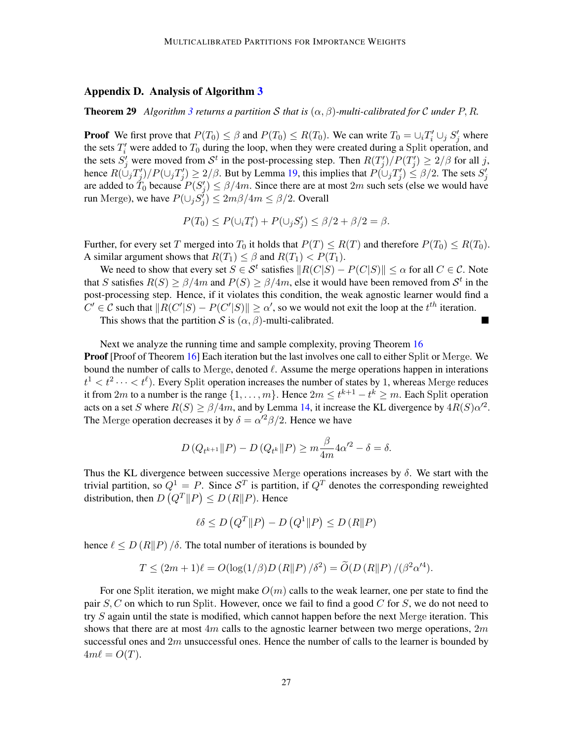## Appendix D. Analysis of Algorithm 3

**Theorem 29** *Algorithm 3 returns a partition $\mathcal{S}$ that is $(\alpha, \beta)$-multi-calibrated for $\mathcal{C}$ under $P, R$.*

**Proof** We first prove that $P(T_0) \leq \beta$ and $P(T_0) \leq R(T_0)$. We can write $T_0 = \cup_i T_i' \cup_j S_j'$ where the sets $T_i'$ were added to $T_0$ during the loop, when they were created during a Split operation, and the sets $S_j'$ were moved from $\mathcal{S}^t$ in the post-processing step. Then $R(T_j')/P(T_j') \geq 2/\beta$ for all $j$, hence $R(\cup_j T_j')/P(\cup_j T_j') \geq 2/\beta$. But by Lemma 19, this implies that $P(\cup_j T_j') \leq \beta/2$. The sets $S_j'$ are added to $T_0$ because $P(S_j') \leq \beta/4m$. Since there are at most $2m$ such sets (else we would have run Merge), we have $P(\cup_j S_j') \leq 2m\beta/4m \leq \beta/2$. Overall

$$P(T_0) \leq P(\cup_i T_i') + P(\cup_j S_j') \leq \beta/2 + \beta/2 = \beta.$$

Further, for every set $T$ merged into $T_0$ it holds that $P(T) \leq R(T)$ and therefore $P(T_0) \leq R(T_0)$. A similar argument shows that $R(T_1) \leq \beta$ and $R(T_1) < P(T_1)$.

We need to show that every set $S \in \mathcal{S}^t$ satisfies $\|R(C|S) - P(C|S)\| \leq \alpha$ for all $C \in \mathcal{C}$. Note that $S$ satisfies $R(S) \geq \beta/4m$ and $P(S) \geq \beta/4m$, else it would have been removed from $\mathcal{S}^t$ in the post-processing step. Hence, if it violates this condition, the weak agnostic learner would find a $C' \in \mathcal{C}$ such that $\|R(C'|S) - P(C'|S)\| \geq \alpha'$, so we would not exit the loop at the $t^{th}$ iteration.

This shows that the partition $\mathcal{S}$ is $(\alpha, \beta)$-multi-calibrated. ∎

Next we analyze the running time and sample complexity, proving Theorem 16

**Proof** [Proof of Theorem 16] Each iteration but the last involves one call to either Split or Merge. We bound the number of calls to Merge, denoted $\ell$. Assume the merge operations happen in interations $t^1 < t^2 \cdots < t^\ell$). Every Split operation increases the number of states by 1, whereas Merge reduces it from $2m$ to a number is the range $\{1, \ldots, m\}$. Hence $2m \leq t^{k+1} - t^k \geq m$. Each Split operation acts on a set $S$ where $R(S) \geq \beta/4m$, and by Lemma 14, it increase the KL divergence by $4R(S)\alpha'^2$. The Merge operation decreases it by $\delta = \alpha'^2\beta/2$. Hence we have

$$D\left(Q_{t^{k+1}} \| P\right) - D\left(Q_{t^k} \| P\right) \geq m \frac{\beta}{4m} 4\alpha'^2 - \delta = \delta.$$

Thus the KL divergence between successive Merge operations increases by $\delta$. We start with the trivial partition, so $Q^1 = P$. Since $\mathcal{S}^T$ is partition, if $Q^T$ denotes the corresponding reweighted distribution, then $D\left(Q^T \| P\right) \leq D\left(R \| P\right)$. Hence

$$\ell\delta \leq D\left(Q^T \| P\right) - D\left(Q^1 \| P\right) \leq D\left(R \| P\right)$$

hence $\ell \leq D\left(R \| P\right)/\delta$. The total number of iterations is bounded by

$$T \leq (2m+1)\ell = O(\log(1/\beta) D\left(R \| P\right)/\delta^2) = \widetilde{O}(D\left(R \| P\right)/(\beta^2 \alpha'^4)).$$

For one Split iteration, we might make $O(m)$ calls to the weak learner, one per state to find the pair $S, C$ on which to run Split. However, once we fail to find a good $C$ for $S$, we do not need to try $S$ again until the state is modified, which cannot happen before the next Merge iteration. This shows that there are at most $4m$ calls to the agnostic learner between two merge operations, $2m$ successful ones and $2m$ unsuccessful ones. Hence the number of calls to the learner is bounded by $4m\ell = O(T)$.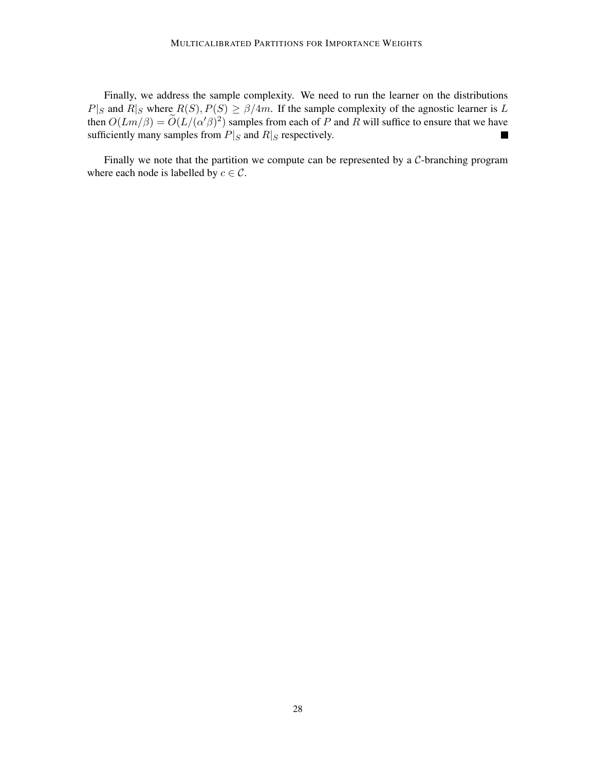Finally, we address the sample complexity. We need to run the learner on the distributions $P|_S$ and $R|_S$ where $R(S), P(S) \geq \beta/4m$. If the sample complexity of the agnostic learner is $L$ then $O(Lm/\beta) = \widetilde{O}(L/(\alpha'\beta)^2)$ samples from each of $P$ and $R$ will suffice to ensure that we have sufficiently many samples from $P|_S$ and $R|_S$ respectively. ■

Finally we note that the partition we compute can be represented by a $\mathcal{C}$-branching program where each node is labelled by $c \in \mathcal{C}$.